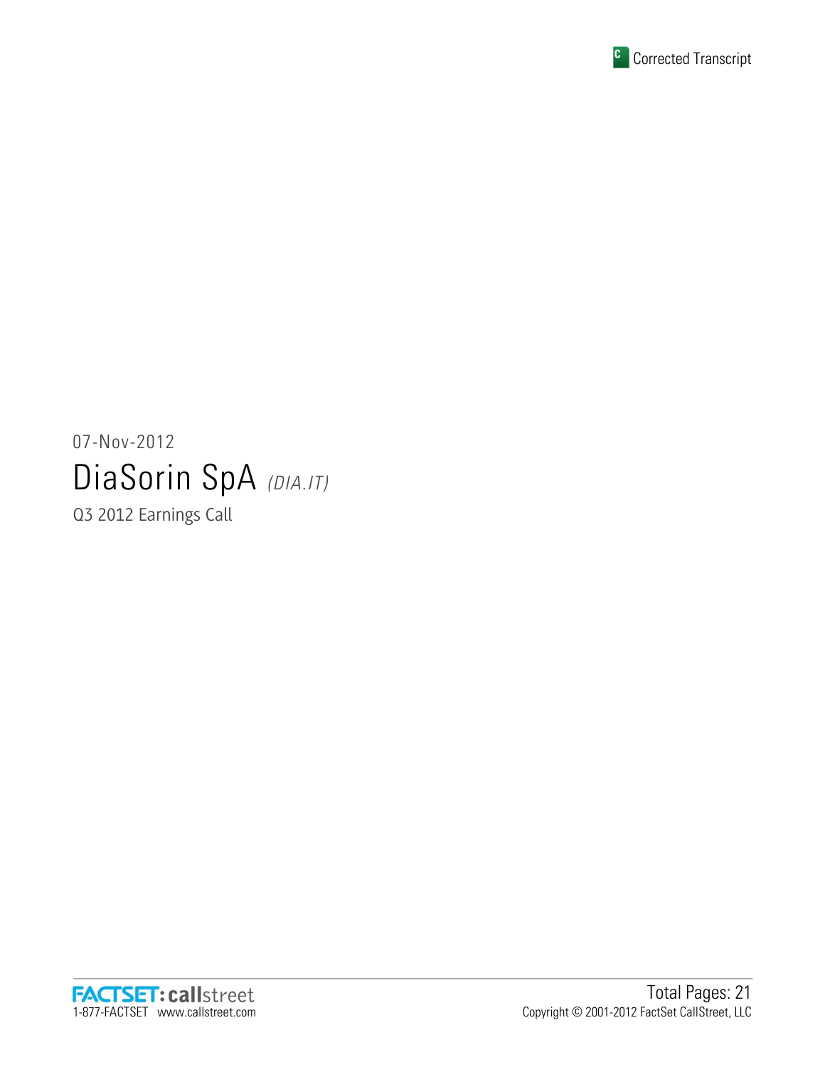Corrected Transcript

07-Nov-2012

# DiaSorin SpA *(DIA.IT)*

Q3 2012 Earnings Call

FACTSET: callstreet
1-877-FACTSET www.callstreet.com

Total Pages: 21
Copyright © 2001-2012 FactSet CallStreet, LLC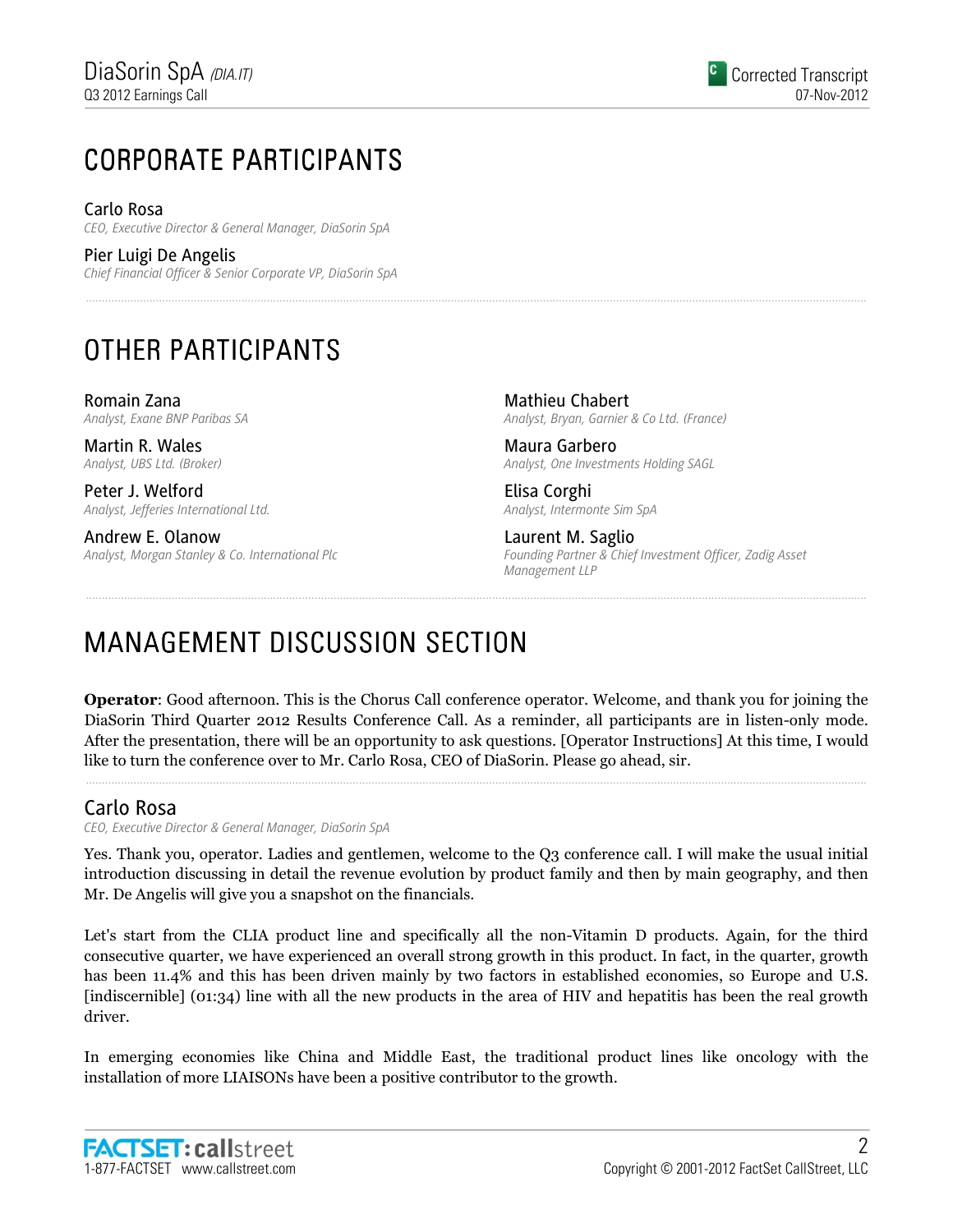# CORPORATE PARTICIPANTS

**Carlo Rosa**
*CEO, Executive Director & General Manager, DiaSorin SpA*

**Pier Luigi De Angelis**
*Chief Financial Officer & Senior Corporate VP, DiaSorin SpA*

# OTHER PARTICIPANTS

**Romain Zana**
*Analyst, Exane BNP Paribas SA*

**Martin R. Wales**
*Analyst, UBS Ltd. (Broker)*

**Peter J. Welford**
*Analyst, Jefferies International Ltd.*

**Andrew E. Olanow**
*Analyst, Morgan Stanley & Co. International Plc*

**Mathieu Chabert**
*Analyst, Bryan, Garnier & Co Ltd. (France)*

**Maura Garbero**
*Analyst, One Investments Holding SAGL*

**Elisa Corghi**
*Analyst, Intermonte Sim SpA*

**Laurent M. Saglio**
*Founding Partner & Chief Investment Officer, Zadig Asset Management LLP*

# MANAGEMENT DISCUSSION SECTION

**Operator**: Good afternoon. This is the Chorus Call conference operator. Welcome, and thank you for joining the DiaSorin Third Quarter 2012 Results Conference Call. As a reminder, all participants are in listen-only mode. After the presentation, there will be an opportunity to ask questions. [Operator Instructions] At this time, I would like to turn the conference over to Mr. Carlo Rosa, CEO of DiaSorin. Please go ahead, sir.

## Carlo Rosa

*CEO, Executive Director & General Manager, DiaSorin SpA*

Yes. Thank you, operator. Ladies and gentlemen, welcome to the Q3 conference call. I will make the usual initial introduction discussing in detail the revenue evolution by product family and then by main geography, and then Mr. De Angelis will give you a snapshot on the financials.

Let's start from the CLIA product line and specifically all the non-Vitamin D products. Again, for the third consecutive quarter, we have experienced an overall strong growth in this product. In fact, in the quarter, growth has been 11.4% and this has been driven mainly by two factors in established economies, so Europe and U.S. [indiscernible] (01:34) line with all the new products in the area of HIV and hepatitis has been the real growth driver.

In emerging economies like China and Middle East, the traditional product lines like oncology with the installation of more LIAISONs have been a positive contributor to the growth.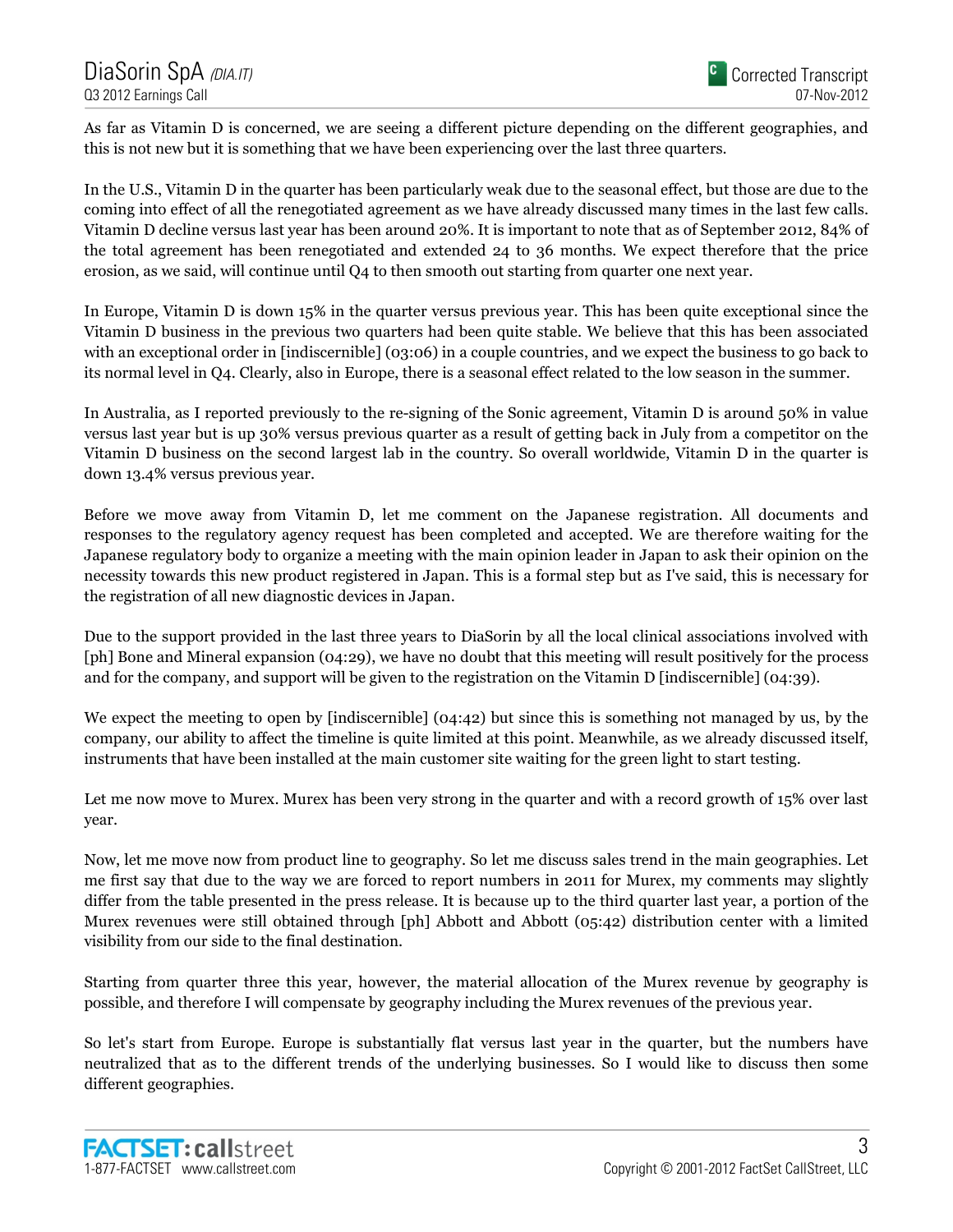As far as Vitamin D is concerned, we are seeing a different picture depending on the different geographies, and this is not new but it is something that we have been experiencing over the last three quarters.

In the U.S., Vitamin D in the quarter has been particularly weak due to the seasonal effect, but those are due to the coming into effect of all the renegotiated agreement as we have already discussed many times in the last few calls. Vitamin D decline versus last year has been around 20%. It is important to note that as of September 2012, 84% of the total agreement has been renegotiated and extended 24 to 36 months. We expect therefore that the price erosion, as we said, will continue until Q4 to then smooth out starting from quarter one next year.

In Europe, Vitamin D is down 15% in the quarter versus previous year. This has been quite exceptional since the Vitamin D business in the previous two quarters had been quite stable. We believe that this has been associated with an exceptional order in [indiscernible] (03:06) in a couple countries, and we expect the business to go back to its normal level in Q4. Clearly, also in Europe, there is a seasonal effect related to the low season in the summer.

In Australia, as I reported previously to the re-signing of the Sonic agreement, Vitamin D is around 50% in value versus last year but is up 30% versus previous quarter as a result of getting back in July from a competitor on the Vitamin D business on the second largest lab in the country. So overall worldwide, Vitamin D in the quarter is down 13.4% versus previous year.

Before we move away from Vitamin D, let me comment on the Japanese registration. All documents and responses to the regulatory agency request has been completed and accepted. We are therefore waiting for the Japanese regulatory body to organize a meeting with the main opinion leader in Japan to ask their opinion on the necessity towards this new product registered in Japan. This is a formal step but as I've said, this is necessary for the registration of all new diagnostic devices in Japan.

Due to the support provided in the last three years to DiaSorin by all the local clinical associations involved with [ph] Bone and Mineral expansion (04:29), we have no doubt that this meeting will result positively for the process and for the company, and support will be given to the registration on the Vitamin D [indiscernible] (04:39).

We expect the meeting to open by [indiscernible] (04:42) but since this is something not managed by us, by the company, our ability to affect the timeline is quite limited at this point. Meanwhile, as we already discussed itself, instruments that have been installed at the main customer site waiting for the green light to start testing.

Let me now move to Murex. Murex has been very strong in the quarter and with a record growth of 15% over last year.

Now, let me move now from product line to geography. So let me discuss sales trend in the main geographies. Let me first say that due to the way we are forced to report numbers in 2011 for Murex, my comments may slightly differ from the table presented in the press release. It is because up to the third quarter last year, a portion of the Murex revenues were still obtained through [ph] Abbott and Abbott (05:42) distribution center with a limited visibility from our side to the final destination.

Starting from quarter three this year, however, the material allocation of the Murex revenue by geography is possible, and therefore I will compensate by geography including the Murex revenues of the previous year.

So let's start from Europe. Europe is substantially flat versus last year in the quarter, but the numbers have neutralized that as to the different trends of the underlying businesses. So I would like to discuss then some different geographies.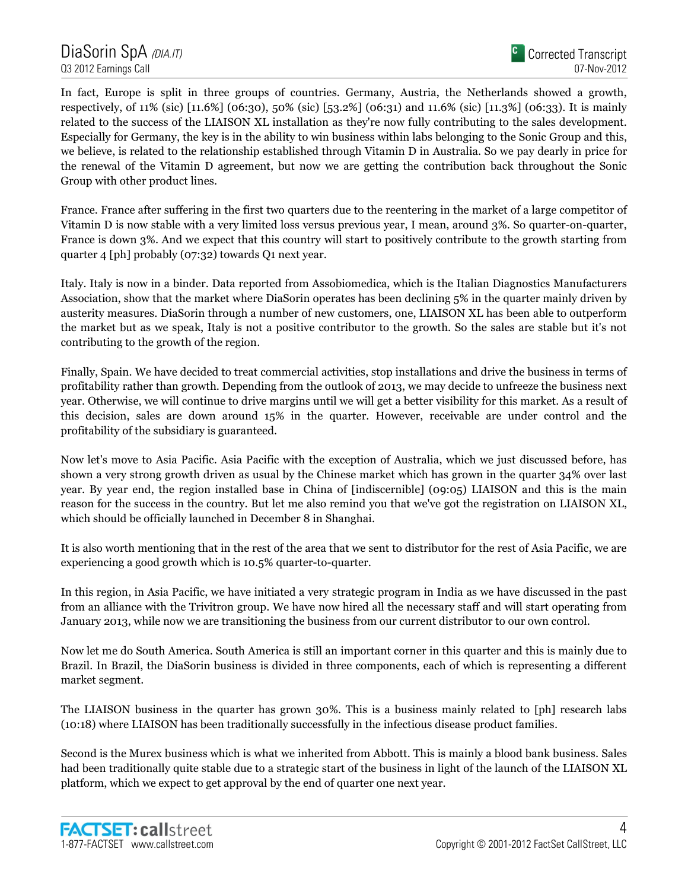In fact, Europe is split in three groups of countries. Germany, Austria, the Netherlands showed a growth, respectively, of 11% (sic) [11.6%] (06:30), 50% (sic) [53.2%] (06:31) and 11.6% (sic) [11.3%] (06:33). It is mainly related to the success of the LIAISON XL installation as they're now fully contributing to the sales development. Especially for Germany, the key is in the ability to win business within labs belonging to the Sonic Group and this, we believe, is related to the relationship established through Vitamin D in Australia. So we pay dearly in price for the renewal of the Vitamin D agreement, but now we are getting the contribution back throughout the Sonic Group with other product lines.

France. France after suffering in the first two quarters due to the reentering in the market of a large competitor of Vitamin D is now stable with a very limited loss versus previous year, I mean, around 3%. So quarter-on-quarter, France is down 3%. And we expect that this country will start to positively contribute to the growth starting from quarter 4 [ph] probably (07:32) towards Q1 next year.

Italy. Italy is now in a binder. Data reported from Assobiomedica, which is the Italian Diagnostics Manufacturers Association, show that the market where DiaSorin operates has been declining 5% in the quarter mainly driven by austerity measures. DiaSorin through a number of new customers, one, LIAISON XL has been able to outperform the market but as we speak, Italy is not a positive contributor to the growth. So the sales are stable but it's not contributing to the growth of the region.

Finally, Spain. We have decided to treat commercial activities, stop installations and drive the business in terms of profitability rather than growth. Depending from the outlook of 2013, we may decide to unfreeze the business next year. Otherwise, we will continue to drive margins until we will get a better visibility for this market. As a result of this decision, sales are down around 15% in the quarter. However, receivable are under control and the profitability of the subsidiary is guaranteed.

Now let's move to Asia Pacific. Asia Pacific with the exception of Australia, which we just discussed before, has shown a very strong growth driven as usual by the Chinese market which has grown in the quarter 34% over last year. By year end, the region installed base in China of [indiscernible] (09:05) LIAISON and this is the main reason for the success in the country. But let me also remind you that we've got the registration on LIAISON XL, which should be officially launched in December 8 in Shanghai.

It is also worth mentioning that in the rest of the area that we sent to distributor for the rest of Asia Pacific, we are experiencing a good growth which is 10.5% quarter-to-quarter.

In this region, in Asia Pacific, we have initiated a very strategic program in India as we have discussed in the past from an alliance with the Trivitron group. We have now hired all the necessary staff and will start operating from January 2013, while now we are transitioning the business from our current distributor to our own control.

Now let me do South America. South America is still an important corner in this quarter and this is mainly due to Brazil. In Brazil, the DiaSorin business is divided in three components, each of which is representing a different market segment.

The LIAISON business in the quarter has grown 30%. This is a business mainly related to [ph] research labs (10:18) where LIAISON has been traditionally successfully in the infectious disease product families.

Second is the Murex business which is what we inherited from Abbott. This is mainly a blood bank business. Sales had been traditionally quite stable due to a strategic start of the business in light of the launch of the LIAISON XL platform, which we expect to get approval by the end of quarter one next year.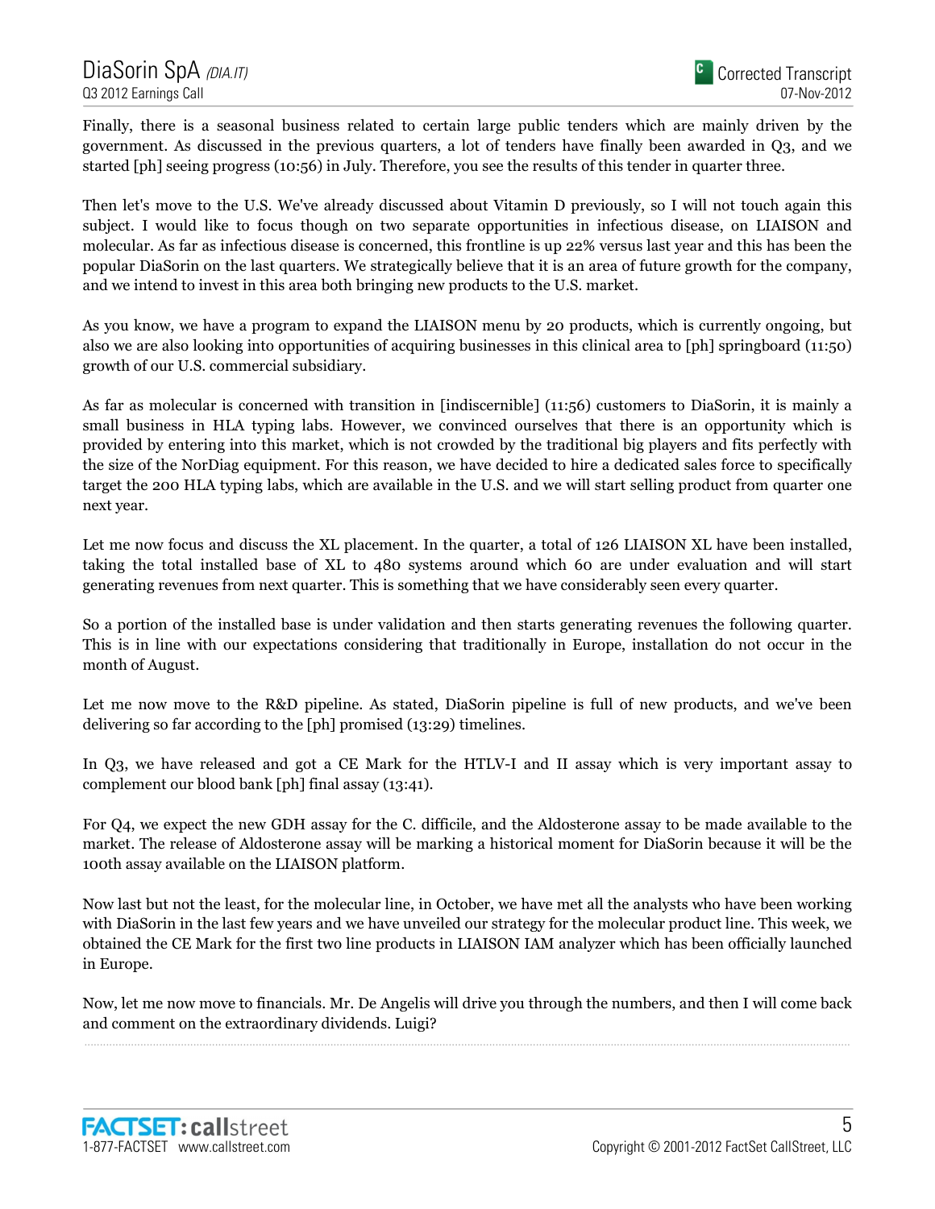Finally, there is a seasonal business related to certain large public tenders which are mainly driven by the government. As discussed in the previous quarters, a lot of tenders have finally been awarded in Q3, and we started [ph] seeing progress (10:56) in July. Therefore, you see the results of this tender in quarter three.

Then let's move to the U.S. We've already discussed about Vitamin D previously, so I will not touch again this subject. I would like to focus though on two separate opportunities in infectious disease, on LIAISON and molecular. As far as infectious disease is concerned, this frontline is up 22% versus last year and this has been the popular DiaSorin on the last quarters. We strategically believe that it is an area of future growth for the company, and we intend to invest in this area both bringing new products to the U.S. market.

As you know, we have a program to expand the LIAISON menu by 20 products, which is currently ongoing, but also we are also looking into opportunities of acquiring businesses in this clinical area to [ph] springboard (11:50) growth of our U.S. commercial subsidiary.

As far as molecular is concerned with transition in [indiscernible] (11:56) customers to DiaSorin, it is mainly a small business in HLA typing labs. However, we convinced ourselves that there is an opportunity which is provided by entering into this market, which is not crowded by the traditional big players and fits perfectly with the size of the NorDiag equipment. For this reason, we have decided to hire a dedicated sales force to specifically target the 200 HLA typing labs, which are available in the U.S. and we will start selling product from quarter one next year.

Let me now focus and discuss the XL placement. In the quarter, a total of 126 LIAISON XL have been installed, taking the total installed base of XL to 480 systems around which 60 are under evaluation and will start generating revenues from next quarter. This is something that we have considerably seen every quarter.

So a portion of the installed base is under validation and then starts generating revenues the following quarter. This is in line with our expectations considering that traditionally in Europe, installation do not occur in the month of August.

Let me now move to the R&D pipeline. As stated, DiaSorin pipeline is full of new products, and we've been delivering so far according to the [ph] promised (13:29) timelines.

In Q3, we have released and got a CE Mark for the HTLV-I and II assay which is very important assay to complement our blood bank [ph] final assay (13:41).

For Q4, we expect the new GDH assay for the C. difficile, and the Aldosterone assay to be made available to the market. The release of Aldosterone assay will be marking a historical moment for DiaSorin because it will be the 100th assay available on the LIAISON platform.

Now last but not the least, for the molecular line, in October, we have met all the analysts who have been working with DiaSorin in the last few years and we have unveiled our strategy for the molecular product line. This week, we obtained the CE Mark for the first two line products in LIAISON IAM analyzer which has been officially launched in Europe.

Now, let me now move to financials. Mr. De Angelis will drive you through the numbers, and then I will come back and comment on the extraordinary dividends. Luigi?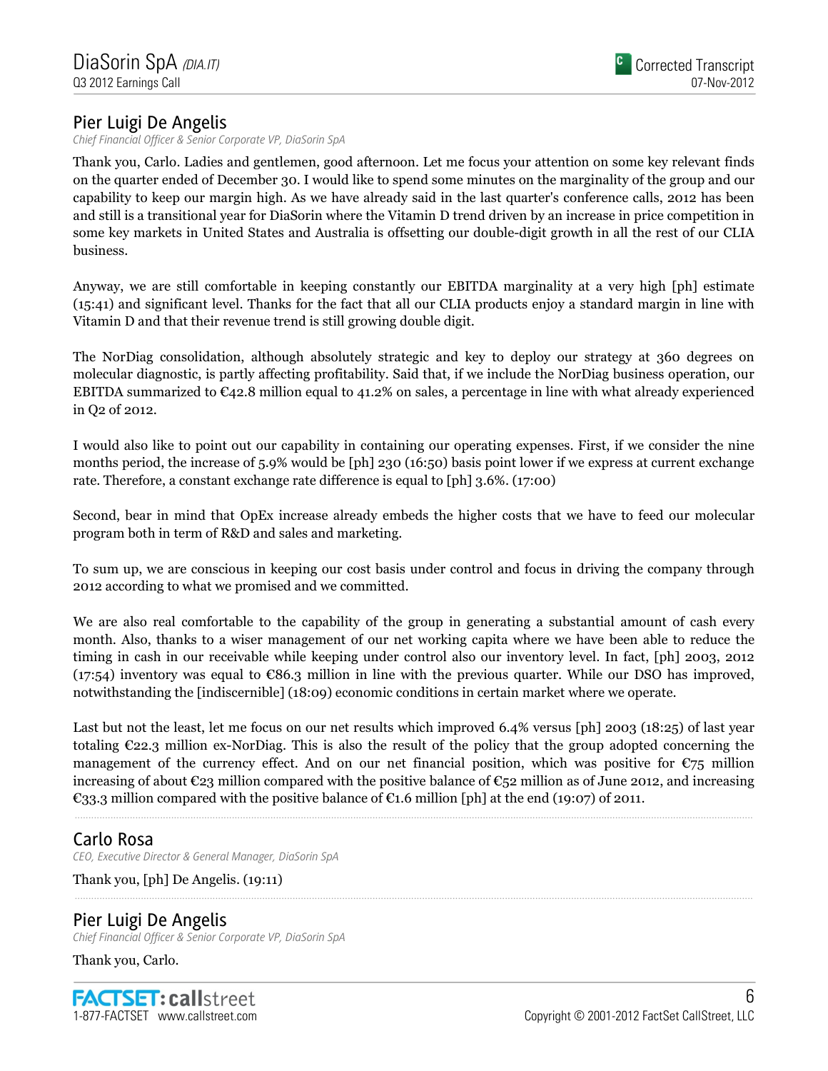### Pier Luigi De Angelis

*Chief Financial Officer & Senior Corporate VP, DiaSorin SpA*

Thank you, Carlo. Ladies and gentlemen, good afternoon. Let me focus your attention on some key relevant finds on the quarter ended of December 30. I would like to spend some minutes on the marginality of the group and our capability to keep our margin high. As we have already said in the last quarter's conference calls, 2012 has been and still is a transitional year for DiaSorin where the Vitamin D trend driven by an increase in price competition in some key markets in United States and Australia is offsetting our double-digit growth in all the rest of our CLIA business.

Anyway, we are still comfortable in keeping constantly our EBITDA marginality at a very high [ph] estimate (15:41) and significant level. Thanks for the fact that all our CLIA products enjoy a standard margin in line with Vitamin D and that their revenue trend is still growing double digit.

The NorDiag consolidation, although absolutely strategic and key to deploy our strategy at 360 degrees on molecular diagnostic, is partly affecting profitability. Said that, if we include the NorDiag business operation, our EBITDA summarized to €42.8 million equal to 41.2% on sales, a percentage in line with what already experienced in Q2 of 2012.

I would also like to point out our capability in containing our operating expenses. First, if we consider the nine months period, the increase of 5.9% would be [ph] 230 (16:50) basis point lower if we express at current exchange rate. Therefore, a constant exchange rate difference is equal to [ph] 3.6%. (17:00)

Second, bear in mind that OpEx increase already embeds the higher costs that we have to feed our molecular program both in term of R&D and sales and marketing.

To sum up, we are conscious in keeping our cost basis under control and focus in driving the company through 2012 according to what we promised and we committed.

We are also real comfortable to the capability of the group in generating a substantial amount of cash every month. Also, thanks to a wiser management of our net working capita where we have been able to reduce the timing in cash in our receivable while keeping under control also our inventory level. In fact, [ph] 2003, 2012 (17:54) inventory was equal to €86.3 million in line with the previous quarter. While our DSO has improved, notwithstanding the [indiscernible] (18:09) economic conditions in certain market where we operate.

Last but not the least, let me focus on our net results which improved 6.4% versus [ph] 2003 (18:25) of last year totaling €22.3 million ex-NorDiag. This is also the result of the policy that the group adopted concerning the management of the currency effect. And on our net financial position, which was positive for €75 million increasing of about €23 million compared with the positive balance of €52 million as of June 2012, and increasing €33.3 million compared with the positive balance of €1.6 million [ph] at the end (19:07) of 2011.

---

### Carlo Rosa

*CEO, Executive Director & General Manager, DiaSorin SpA*

Thank you, [ph] De Angelis. (19:11)

---

### Pier Luigi De Angelis

*Chief Financial Officer & Senior Corporate VP, DiaSorin SpA*

Thank you, Carlo.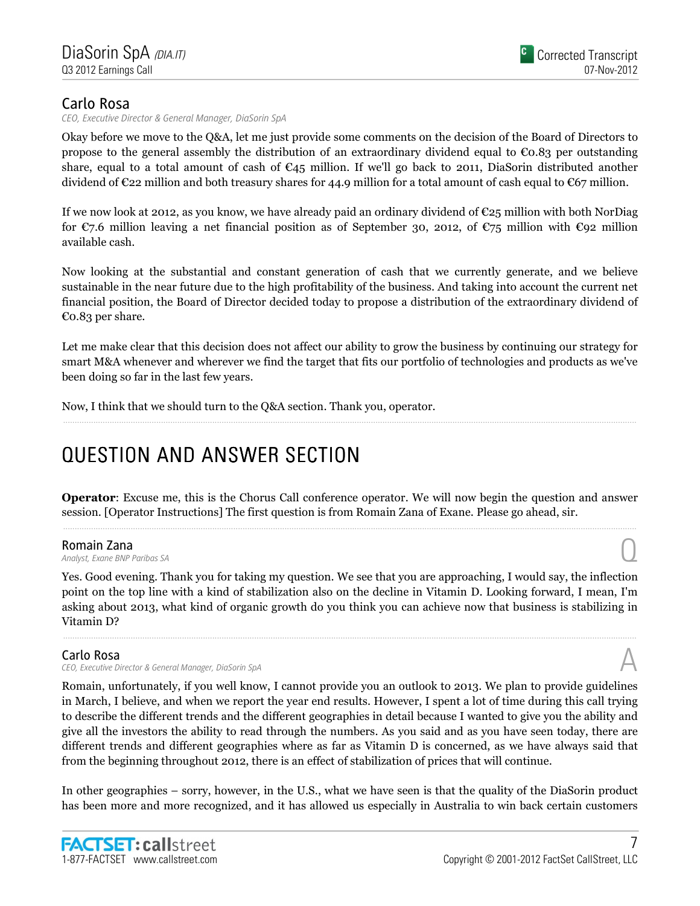### Carlo Rosa

*CEO, Executive Director & General Manager, DiaSorin SpA*

Okay before we move to the Q&A, let me just provide some comments on the decision of the Board of Directors to propose to the general assembly the distribution of an extraordinary dividend equal to €0.83 per outstanding share, equal to a total amount of cash of €45 million. If we'll go back to 2011, DiaSorin distributed another dividend of €22 million and both treasury shares for 44.9 million for a total amount of cash equal to €67 million.

If we now look at 2012, as you know, we have already paid an ordinary dividend of €25 million with both NorDiag for €7.6 million leaving a net financial position as of September 30, 2012, of €75 million with €92 million available cash.

Now looking at the substantial and constant generation of cash that we currently generate, and we believe sustainable in the near future due to the high profitability of the business. And taking into account the current net financial position, the Board of Director decided today to propose a distribution of the extraordinary dividend of €0.83 per share.

Let me make clear that this decision does not affect our ability to grow the business by continuing our strategy for smart M&A whenever and wherever we find the target that fits our portfolio of technologies and products as we've been doing so far in the last few years.

Now, I think that we should turn to the Q&A section. Thank you, operator.

---

# QUESTION AND ANSWER SECTION

**Operator**: Excuse me, this is the Chorus Call conference operator. We will now begin the question and answer session. [Operator Instructions] The first question is from Romain Zana of Exane. Please go ahead, sir.

---

### Romain Zana

*Analyst, Exane BNP Paribas SA*

**Q**

Yes. Good evening. Thank you for taking my question. We see that you are approaching, I would say, the inflection point on the top line with a kind of stabilization also on the decline in Vitamin D. Looking forward, I mean, I'm asking about 2013, what kind of organic growth do you think you can achieve now that business is stabilizing in Vitamin D?

---

### Carlo Rosa

*CEO, Executive Director & General Manager, DiaSorin SpA*

**A**

Romain, unfortunately, if you well know, I cannot provide you an outlook to 2013. We plan to provide guidelines in March, I believe, and when we report the year end results. However, I spent a lot of time during this call trying to describe the different trends and the different geographies in detail because I wanted to give you the ability and give all the investors the ability to read through the numbers. As you said and as you have seen today, there are different trends and different geographies where as far as Vitamin D is concerned, as we have always said that from the beginning throughout 2012, there is an effect of stabilization of prices that will continue.

In other geographies – sorry, however, in the U.S., what we have seen is that the quality of the DiaSorin product has been more and more recognized, and it has allowed us especially in Australia to win back certain customers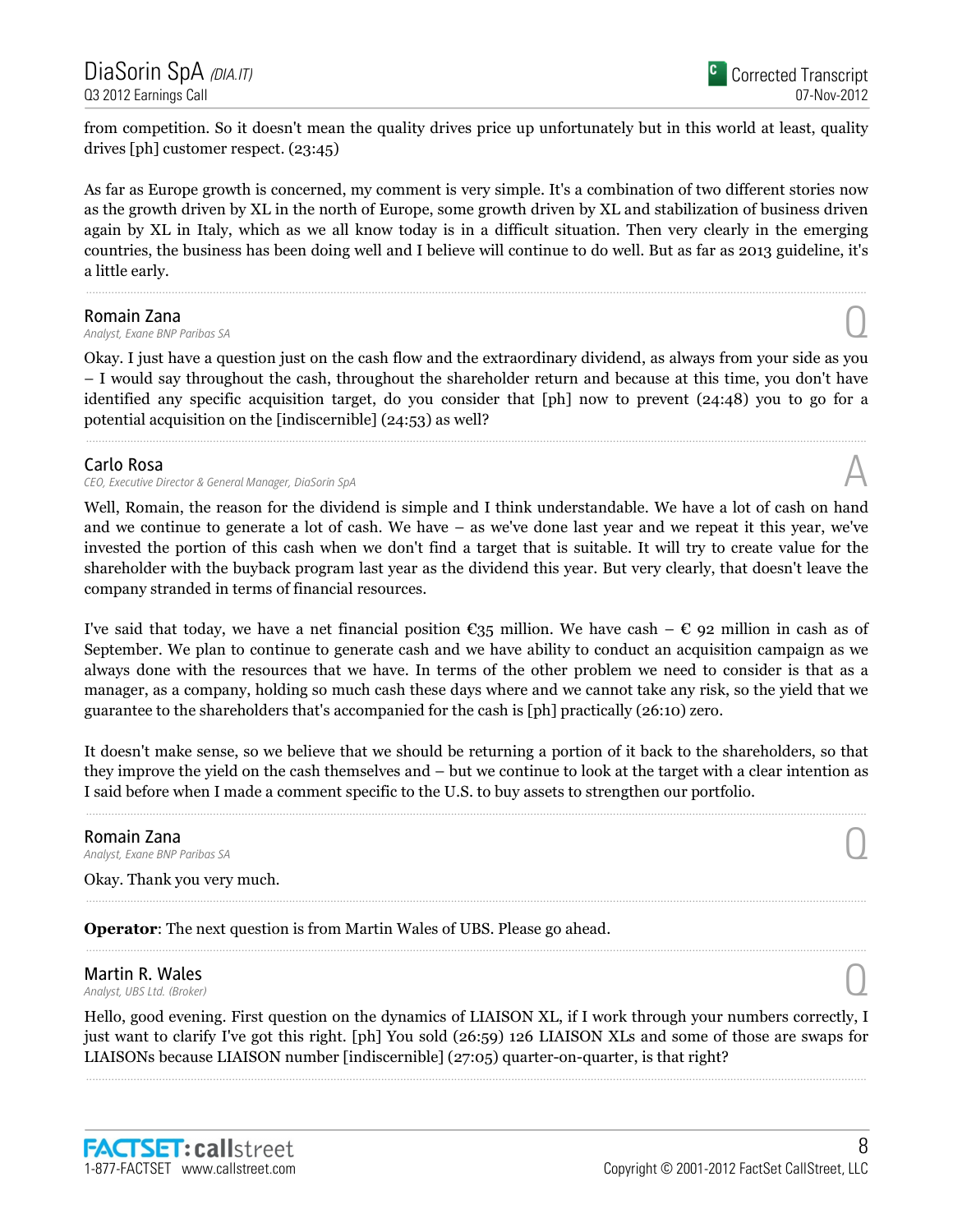from competition. So it doesn't mean the quality drives price up unfortunately but in this world at least, quality drives [ph] customer respect. (23:45)

As far as Europe growth is concerned, my comment is very simple. It's a combination of two different stories now as the growth driven by XL in the north of Europe, some growth driven by XL and stabilization of business driven again by XL in Italy, which as we all know today is in a difficult situation. Then very clearly in the emerging countries, the business has been doing well and I believe will continue to do well. But as far as 2013 guideline, it's a little early.

---

**Romain Zana**
*Analyst, Exane BNP Paribas SA*

Q

Okay. I just have a question just on the cash flow and the extraordinary dividend, as always from your side as you – I would say throughout the cash, throughout the shareholder return and because at this time, you don't have identified any specific acquisition target, do you consider that [ph] now to prevent (24:48) you to go for a potential acquisition on the [indiscernible] (24:53) as well?

---

**Carlo Rosa**
*CEO, Executive Director & General Manager, DiaSorin SpA*

A

Well, Romain, the reason for the dividend is simple and I think understandable. We have a lot of cash on hand and we continue to generate a lot of cash. We have – as we've done last year and we repeat it this year, we've invested the portion of this cash when we don't find a target that is suitable. It will try to create value for the shareholder with the buyback program last year as the dividend this year. But very clearly, that doesn't leave the company stranded in terms of financial resources.

I've said that today, we have a net financial position €35 million. We have cash – € 92 million in cash as of September. We plan to continue to generate cash and we have ability to conduct an acquisition campaign as we always done with the resources that we have. In terms of the other problem we need to consider is that as a manager, as a company, holding so much cash these days where and we cannot take any risk, so the yield that we guarantee to the shareholders that's accompanied for the cash is [ph] practically (26:10) zero.

It doesn't make sense, so we believe that we should be returning a portion of it back to the shareholders, so that they improve the yield on the cash themselves and – but we continue to look at the target with a clear intention as I said before when I made a comment specific to the U.S. to buy assets to strengthen our portfolio.

---

**Romain Zana**
*Analyst, Exane BNP Paribas SA*

Q

Okay. Thank you very much.

---

**Operator**: The next question is from Martin Wales of UBS. Please go ahead.

---

**Martin R. Wales**
*Analyst, UBS Ltd. (Broker)*

Q

Hello, good evening. First question on the dynamics of LIAISON XL, if I work through your numbers correctly, I just want to clarify I've got this right. [ph] You sold (26:59) 126 LIAISON XLs and some of those are swaps for LIAISONs because LIAISON number [indiscernible] (27:05) quarter-on-quarter, is that right?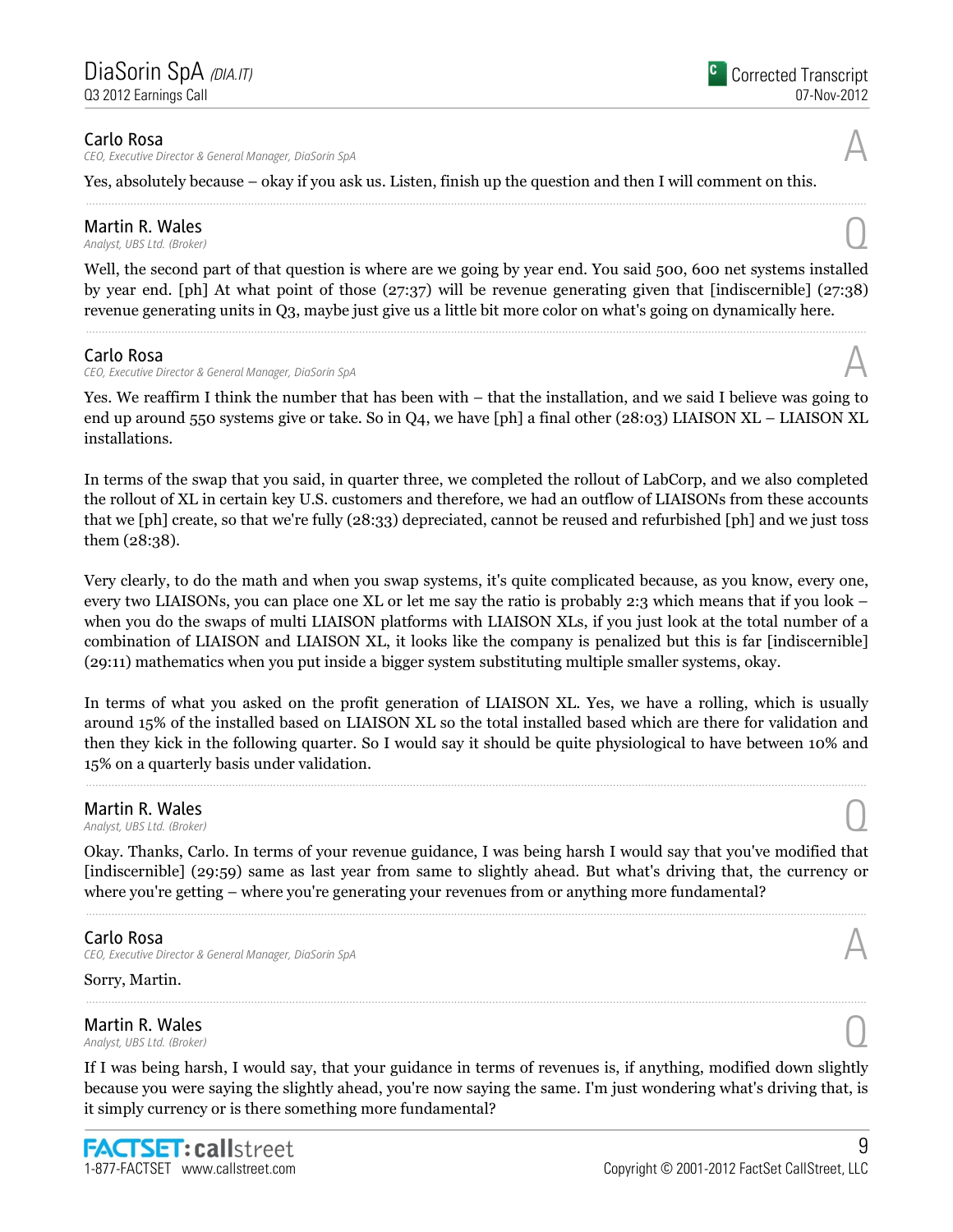**Carlo Rosa**
*CEO, Executive Director & General Manager, DiaSorin SpA*

A

Yes, absolutely because – okay if you ask us. Listen, finish up the question and then I will comment on this.

---

**Martin R. Wales**
*Analyst, UBS Ltd. (Broker)*

Q

Well, the second part of that question is where are we going by year end. You said 500, 600 net systems installed by year end. [ph] At what point of those (27:37) will be revenue generating given that [indiscernible] (27:38) revenue generating units in Q3, maybe just give us a little bit more color on what's going on dynamically here.

---

**Carlo Rosa**
*CEO, Executive Director & General Manager, DiaSorin SpA*

A

Yes. We reaffirm I think the number that has been with – that the installation, and we said I believe was going to end up around 550 systems give or take. So in Q4, we have [ph] a final other (28:03) LIAISON XL – LIAISON XL installations.

In terms of the swap that you said, in quarter three, we completed the rollout of LabCorp, and we also completed the rollout of XL in certain key U.S. customers and therefore, we had an outflow of LIAISONs from these accounts that we [ph] create, so that we're fully (28:33) depreciated, cannot be reused and refurbished [ph] and we just toss them (28:38).

Very clearly, to do the math and when you swap systems, it's quite complicated because, as you know, every one, every two LIAISONs, you can place one XL or let me say the ratio is probably 2:3 which means that if you look – when you do the swaps of multi LIAISON platforms with LIAISON XLs, if you just look at the total number of a combination of LIAISON and LIAISON XL, it looks like the company is penalized but this is far [indiscernible] (29:11) mathematics when you put inside a bigger system substituting multiple smaller systems, okay.

In terms of what you asked on the profit generation of LIAISON XL. Yes, we have a rolling, which is usually around 15% of the installed based on LIAISON XL so the total installed based which are there for validation and then they kick in the following quarter. So I would say it should be quite physiological to have between 10% and 15% on a quarterly basis under validation.

---

**Martin R. Wales**
*Analyst, UBS Ltd. (Broker)*

Q

Okay. Thanks, Carlo. In terms of your revenue guidance, I was being harsh I would say that you've modified that [indiscernible] (29:59) same as last year from same to slightly ahead. But what's driving that, the currency or where you're getting – where you're generating your revenues from or anything more fundamental?

---

**Carlo Rosa**
*CEO, Executive Director & General Manager, DiaSorin SpA*

A

Sorry, Martin.

---

**Martin R. Wales**
*Analyst, UBS Ltd. (Broker)*

Q

If I was being harsh, I would say, that your guidance in terms of revenues is, if anything, modified down slightly because you were saying the slightly ahead, you're now saying the same. I'm just wondering what's driving that, is it simply currency or is there something more fundamental?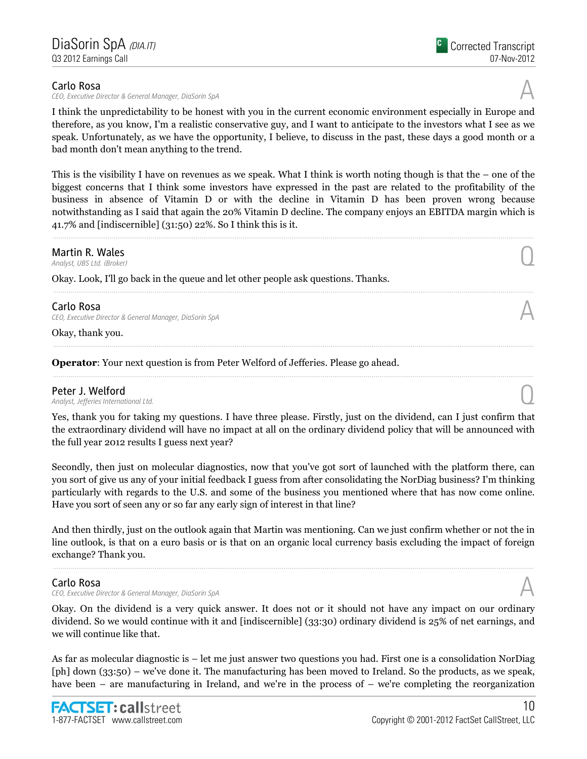**Carlo Rosa**
*CEO, Executive Director & General Manager, DiaSorin SpA*

I think the unpredictability to be honest with you in the current economic environment especially in Europe and therefore, as you know, I'm a realistic conservative guy, and I want to anticipate to the investors what I see as we speak. Unfortunately, as we have the opportunity, I believe, to discuss in the past, these days a good month or a bad month don't mean anything to the trend.

This is the visibility I have on revenues as we speak. What I think is worth noting though is that the – one of the biggest concerns that I think some investors have expressed in the past are related to the profitability of the business in absence of Vitamin D or with the decline in Vitamin D has been proven wrong because notwithstanding as I said that again the 20% Vitamin D decline. The company enjoys an EBITDA margin which is 41.7% and [indiscernible] (31:50) 22%. So I think this is it.

---

**Martin R. Wales**
*Analyst, UBS Ltd. (Broker)*

Okay. Look, I'll go back in the queue and let other people ask questions. Thanks.

---

**Carlo Rosa**
*CEO, Executive Director & General Manager, DiaSorin SpA*

Okay, thank you.

---

**Operator**: Your next question is from Peter Welford of Jefferies. Please go ahead.

---

**Peter J. Welford**
*Analyst, Jefferies International Ltd.*

Yes, thank you for taking my questions. I have three please. Firstly, just on the dividend, can I just confirm that the extraordinary dividend will have no impact at all on the ordinary dividend policy that will be announced with the full year 2012 results I guess next year?

Secondly, then just on molecular diagnostics, now that you've got sort of launched with the platform there, can you sort of give us any of your initial feedback I guess from after consolidating the NorDiag business? I'm thinking particularly with regards to the U.S. and some of the business you mentioned where that has now come online. Have you sort of seen any or so far any early sign of interest in that line?

And then thirdly, just on the outlook again that Martin was mentioning. Can we just confirm whether or not the in line outlook, is that on a euro basis or is that on an organic local currency basis excluding the impact of foreign exchange? Thank you.

---

**Carlo Rosa**
*CEO, Executive Director & General Manager, DiaSorin SpA*

Okay. On the dividend is a very quick answer. It does not or it should not have any impact on our ordinary dividend. So we would continue with it and [indiscernible] (33:30) ordinary dividend is 25% of net earnings, and we will continue like that.

As far as molecular diagnostic is – let me just answer two questions you had. First one is a consolidation NorDiag [ph] down (33:50) – we've done it. The manufacturing has been moved to Ireland. So the products, as we speak, have been – are manufacturing in Ireland, and we're in the process of – we're completing the reorganization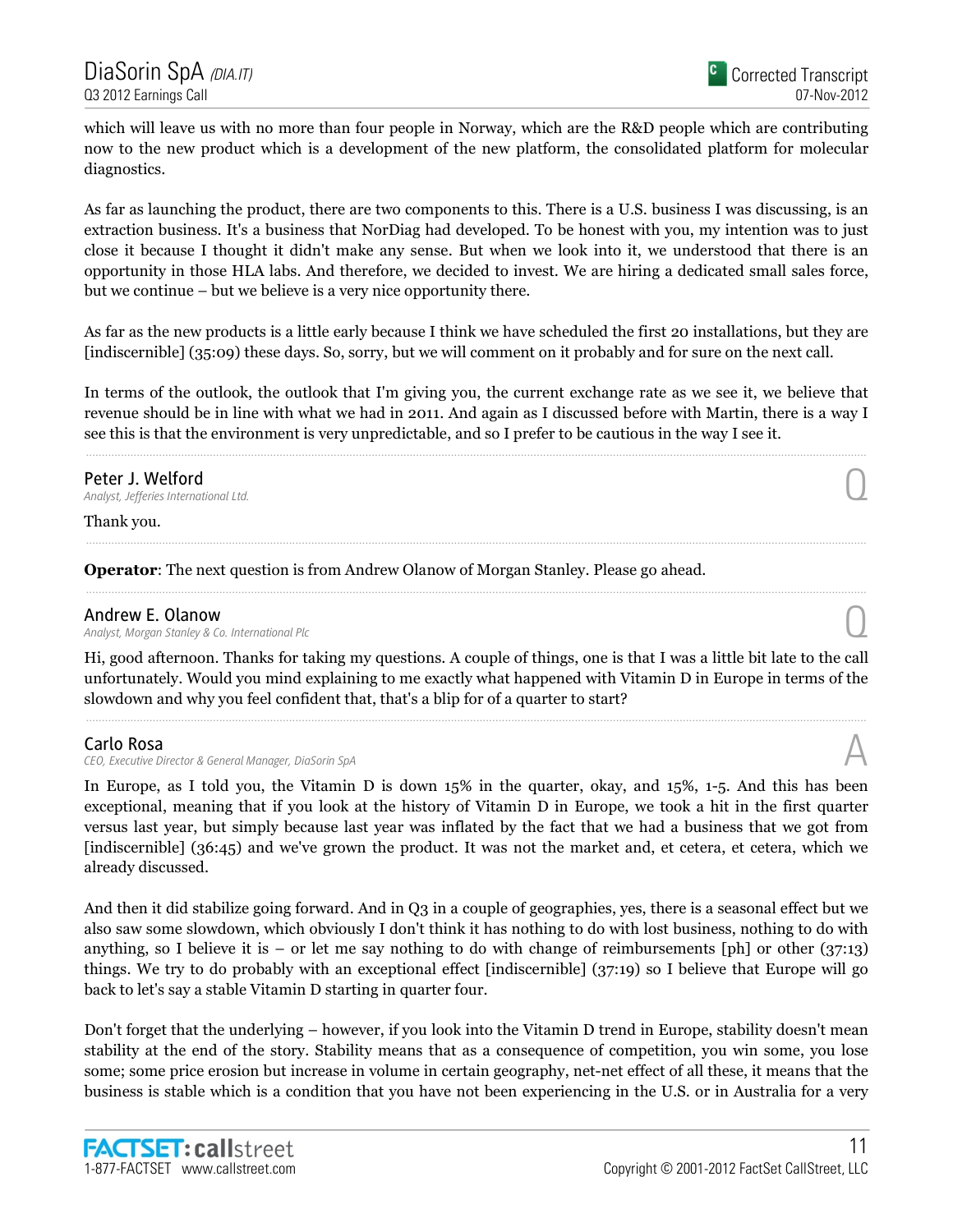which will leave us with no more than four people in Norway, which are the R&D people which are contributing now to the new product which is a development of the new platform, the consolidated platform for molecular diagnostics.

As far as launching the product, there are two components to this. There is a U.S. business I was discussing, is an extraction business. It's a business that NorDiag had developed. To be honest with you, my intention was to just close it because I thought it didn't make any sense. But when we look into it, we understood that there is an opportunity in those HLA labs. And therefore, we decided to invest. We are hiring a dedicated small sales force, but we continue – but we believe is a very nice opportunity there.

As far as the new products is a little early because I think we have scheduled the first 20 installations, but they are [indiscernible] (35:09) these days. So, sorry, but we will comment on it probably and for sure on the next call.

In terms of the outlook, the outlook that I'm giving you, the current exchange rate as we see it, we believe that revenue should be in line with what we had in 2011. And again as I discussed before with Martin, there is a way I see this is that the environment is very unpredictable, and so I prefer to be cautious in the way I see it.

---

**Peter J. Welford**
*Analyst, Jefferies International Ltd.* — Q

Thank you.

---

**Operator**: The next question is from Andrew Olanow of Morgan Stanley. Please go ahead.

---

**Andrew E. Olanow**
*Analyst, Morgan Stanley & Co. International Plc* — Q

Hi, good afternoon. Thanks for taking my questions. A couple of things, one is that I was a little bit late to the call unfortunately. Would you mind explaining to me exactly what happened with Vitamin D in Europe in terms of the slowdown and why you feel confident that, that's a blip for of a quarter to start?

---

**Carlo Rosa**
*CEO, Executive Director & General Manager, DiaSorin SpA* — A

In Europe, as I told you, the Vitamin D is down 15% in the quarter, okay, and 15%, 1-5. And this has been exceptional, meaning that if you look at the history of Vitamin D in Europe, we took a hit in the first quarter versus last year, but simply because last year was inflated by the fact that we had a business that we got from [indiscernible] (36:45) and we've grown the product. It was not the market and, et cetera, et cetera, which we already discussed.

And then it did stabilize going forward. And in Q3 in a couple of geographies, yes, there is a seasonal effect but we also saw some slowdown, which obviously I don't think it has nothing to do with lost business, nothing to do with anything, so I believe it is – or let me say nothing to do with change of reimbursements [ph] or other (37:13) things. We try to do probably with an exceptional effect [indiscernible] (37:19) so I believe that Europe will go back to let's say a stable Vitamin D starting in quarter four.

Don't forget that the underlying – however, if you look into the Vitamin D trend in Europe, stability doesn't mean stability at the end of the story. Stability means that as a consequence of competition, you win some, you lose some; some price erosion but increase in volume in certain geography, net-net effect of all these, it means that the business is stable which is a condition that you have not been experiencing in the U.S. or in Australia for a very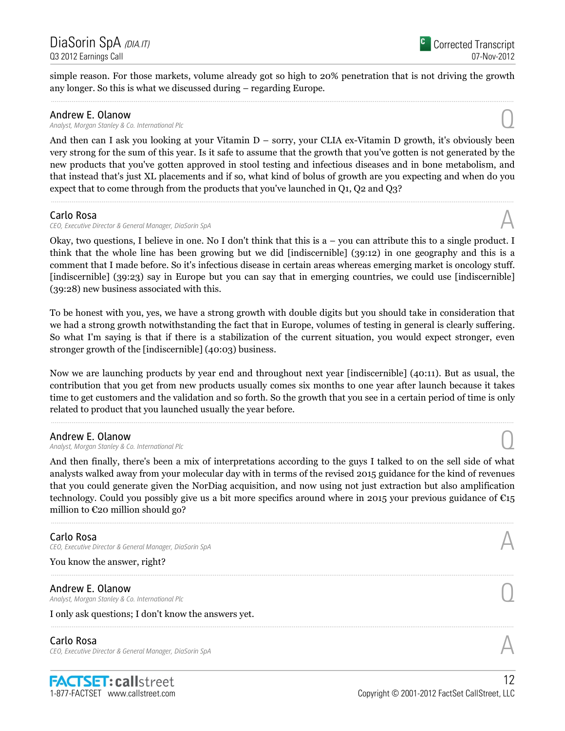simple reason. For those markets, volume already got so high to 20% penetration that is not driving the growth any longer. So this is what we discussed during – regarding Europe.

---

**Andrew E. Olanow**
*Analyst, Morgan Stanley & Co. International Plc* **Q**

And then can I ask you looking at your Vitamin D – sorry, your CLIA ex-Vitamin D growth, it's obviously been very strong for the sum of this year. Is it safe to assume that the growth that you've gotten is not generated by the new products that you've gotten approved in stool testing and infectious diseases and in bone metabolism, and that instead that's just XL placements and if so, what kind of bolus of growth are you expecting and when do you expect that to come through from the products that you've launched in Q1, Q2 and Q3?

---

**Carlo Rosa**
*CEO, Executive Director & General Manager, DiaSorin SpA* **A**

Okay, two questions, I believe in one. No I don't think that this is a – you can attribute this to a single product. I think that the whole line has been growing but we did [indiscernible] (39:12) in one geography and this is a comment that I made before. So it's infectious disease in certain areas whereas emerging market is oncology stuff. [indiscernible] (39:23) say in Europe but you can say that in emerging countries, we could use [indiscernible] (39:28) new business associated with this.

To be honest with you, yes, we have a strong growth with double digits but you should take in consideration that we had a strong growth notwithstanding the fact that in Europe, volumes of testing in general is clearly suffering. So what I'm saying is that if there is a stabilization of the current situation, you would expect stronger, even stronger growth of the [indiscernible] (40:03) business.

Now we are launching products by year end and throughout next year [indiscernible] (40:11). But as usual, the contribution that you get from new products usually comes six months to one year after launch because it takes time to get customers and the validation and so forth. So the growth that you see in a certain period of time is only related to product that you launched usually the year before.

---

**Andrew E. Olanow**
*Analyst, Morgan Stanley & Co. International Plc* **Q**

And then finally, there's been a mix of interpretations according to the guys I talked to on the sell side of what analysts walked away from your molecular day with in terms of the revised 2015 guidance for the kind of revenues that you could generate given the NorDiag acquisition, and now using not just extraction but also amplification technology. Could you possibly give us a bit more specifics around where in 2015 your previous guidance of €15 million to €20 million should go?

---

**Carlo Rosa**
*CEO, Executive Director & General Manager, DiaSorin SpA* **A**

You know the answer, right?

---

**Andrew E. Olanow**
*Analyst, Morgan Stanley & Co. International Plc* **Q**

I only ask questions; I don't know the answers yet.

---

**Carlo Rosa**
*CEO, Executive Director & General Manager, DiaSorin SpA* **A**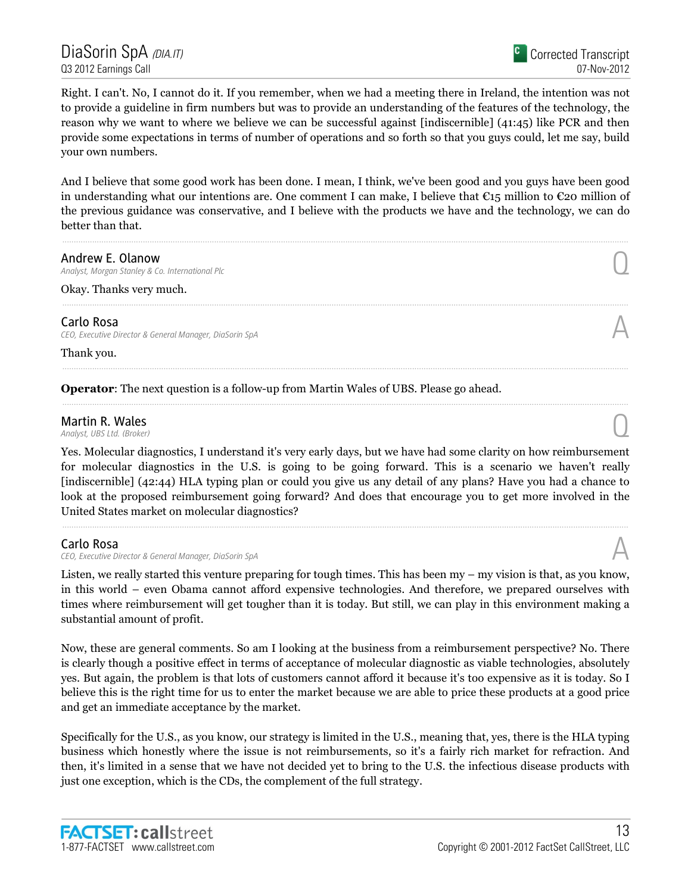Right. I can't. No, I cannot do it. If you remember, when we had a meeting there in Ireland, the intention was not to provide a guideline in firm numbers but was to provide an understanding of the features of the technology, the reason why we want to where we believe we can be successful against [indiscernible] (41:45) like PCR and then provide some expectations in terms of number of operations and so forth so that you guys could, let me say, build your own numbers.

And I believe that some good work has been done. I mean, I think, we've been good and you guys have been good in understanding what our intentions are. One comment I can make, I believe that €15 million to €20 million of the previous guidance was conservative, and I believe with the products we have and the technology, we can do better than that.

---

**Andrew E. Olanow**
*Analyst, Morgan Stanley & Co. International Plc* — Q

Okay. Thanks very much.

---

**Carlo Rosa**
*CEO, Executive Director & General Manager, DiaSorin SpA* — A

Thank you.

---

**Operator**: The next question is a follow-up from Martin Wales of UBS. Please go ahead.

---

**Martin R. Wales**
*Analyst, UBS Ltd. (Broker)* — Q

Yes. Molecular diagnostics, I understand it's very early days, but we have had some clarity on how reimbursement for molecular diagnostics in the U.S. is going to be going forward. This is a scenario we haven't really [indiscernible] (42:44) HLA typing plan or could you give us any detail of any plans? Have you had a chance to look at the proposed reimbursement going forward? And does that encourage you to get more involved in the United States market on molecular diagnostics?

---

**Carlo Rosa**
*CEO, Executive Director & General Manager, DiaSorin SpA* — A

Listen, we really started this venture preparing for tough times. This has been my – my vision is that, as you know, in this world – even Obama cannot afford expensive technologies. And therefore, we prepared ourselves with times where reimbursement will get tougher than it is today. But still, we can play in this environment making a substantial amount of profit.

Now, these are general comments. So am I looking at the business from a reimbursement perspective? No. There is clearly though a positive effect in terms of acceptance of molecular diagnostic as viable technologies, absolutely yes. But again, the problem is that lots of customers cannot afford it because it's too expensive as it is today. So I believe this is the right time for us to enter the market because we are able to price these products at a good price and get an immediate acceptance by the market.

Specifically for the U.S., as you know, our strategy is limited in the U.S., meaning that, yes, there is the HLA typing business which honestly where the issue is not reimbursements, so it's a fairly rich market for refraction. And then, it's limited in a sense that we have not decided yet to bring to the U.S. the infectious disease products with just one exception, which is the CDs, the complement of the full strategy.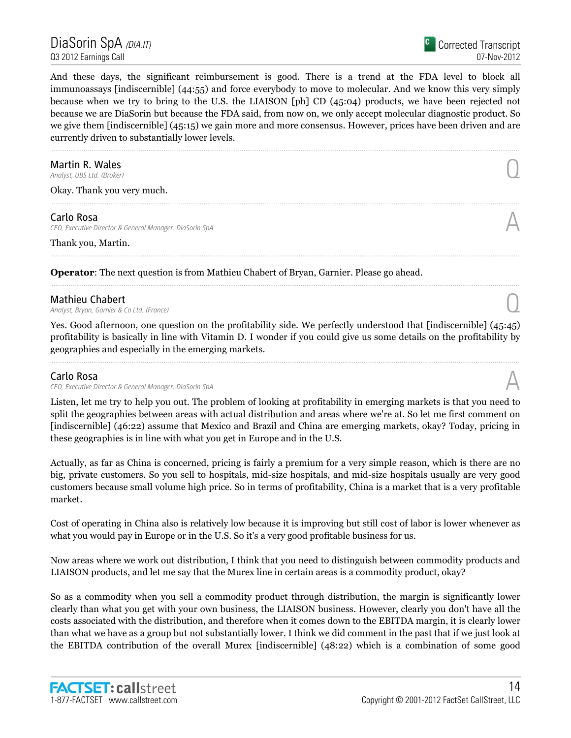And these days, the significant reimbursement is good. There is a trend at the FDA level to block all immunoassays [indiscernible] (44:55) and force everybody to move to molecular. And we know this very simply because when we try to bring to the U.S. the LIAISON [ph] CD (45:04) products, we have been rejected not because we are DiaSorin but because the FDA said, from now on, we only accept molecular diagnostic product. So we give them [indiscernible] (45:15) we gain more and more consensus. However, prices have been driven and are currently driven to substantially lower levels.

---

**Martin R. Wales**
*Analyst, UBS Ltd. (Broker)* — Q

Okay. Thank you very much.

---

**Carlo Rosa**
*CEO, Executive Director & General Manager, DiaSorin SpA* — A

Thank you, Martin.

---

**Operator**: The next question is from Mathieu Chabert of Bryan, Garnier. Please go ahead.

---

**Mathieu Chabert**
*Analyst, Bryan, Garnier & Co Ltd. (France)* — Q

Yes. Good afternoon, one question on the profitability side. We perfectly understood that [indiscernible] (45:45) profitability is basically in line with Vitamin D. I wonder if you could give us some details on the profitability by geographies and especially in the emerging markets.

---

**Carlo Rosa**
*CEO, Executive Director & General Manager, DiaSorin SpA* — A

Listen, let me try to help you out. The problem of looking at profitability in emerging markets is that you need to split the geographies between areas with actual distribution and areas where we're at. So let me first comment on [indiscernible] (46:22) assume that Mexico and Brazil and China are emerging markets, okay? Today, pricing in these geographies is in line with what you get in Europe and in the U.S.

Actually, as far as China is concerned, pricing is fairly a premium for a very simple reason, which is there are no big, private customers. So you sell to hospitals, mid-size hospitals, and mid-size hospitals usually are very good customers because small volume high price. So in terms of profitability, China is a market that is a very profitable market.

Cost of operating in China also is relatively low because it is improving but still cost of labor is lower whenever as what you would pay in Europe or in the U.S. So it's a very good profitable business for us.

Now areas where we work out distribution, I think that you need to distinguish between commodity products and LIAISON products, and let me say that the Murex line in certain areas is a commodity product, okay?

So as a commodity when you sell a commodity product through distribution, the margin is significantly lower clearly than what you get with your own business, the LIAISON business. However, clearly you don't have all the costs associated with the distribution, and therefore when it comes down to the EBITDA margin, it is clearly lower than what we have as a group but not substantially lower. I think we did comment in the past that if we just look at the EBITDA contribution of the overall Murex [indiscernible] (48:22) which is a combination of some good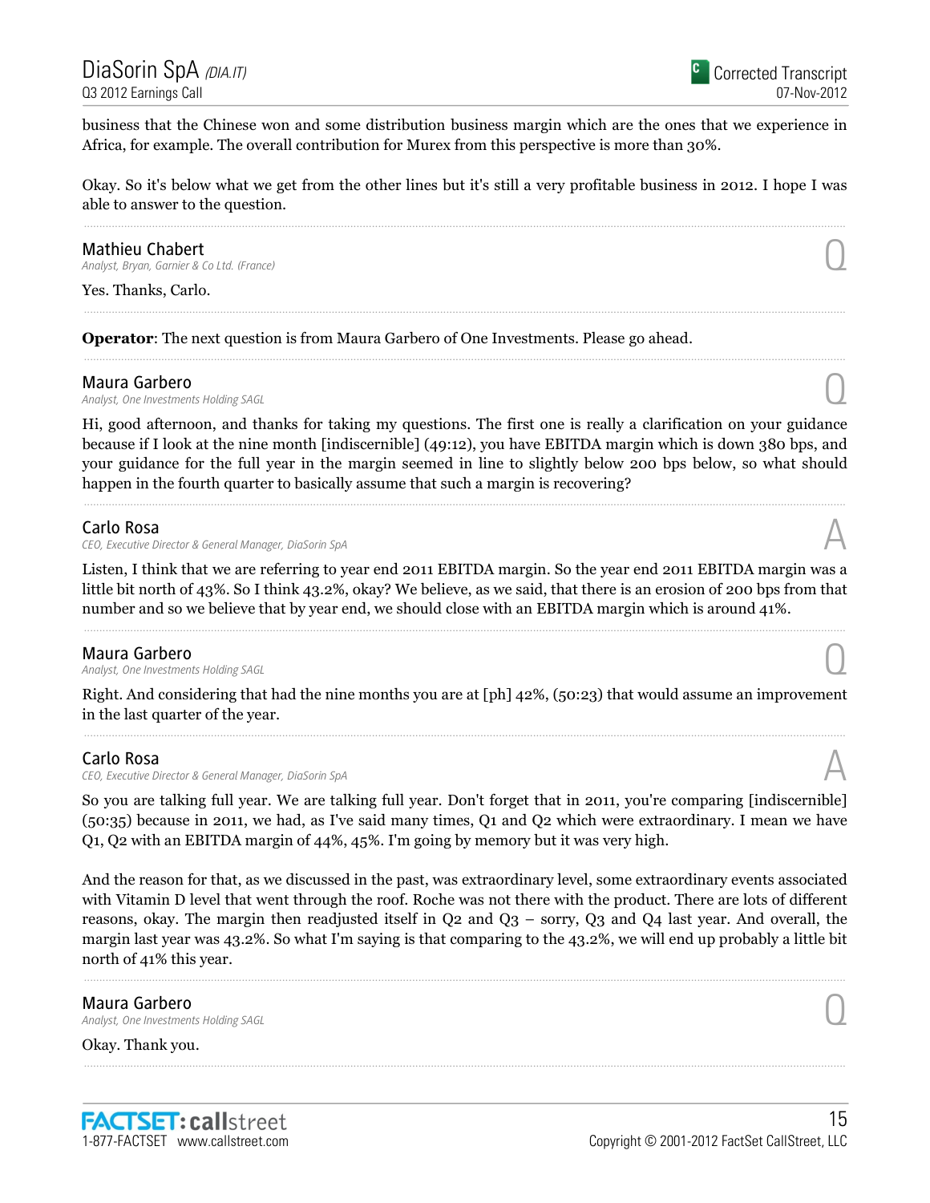business that the Chinese won and some distribution business margin which are the ones that we experience in Africa, for example. The overall contribution for Murex from this perspective is more than 30%.

Okay. So it's below what we get from the other lines but it's still a very profitable business in 2012. I hope I was able to answer to the question.

---

**Mathieu Chabert**
*Analyst, Bryan, Garnier & Co Ltd. (France)*

Yes. Thanks, Carlo.

---

**Operator**: The next question is from Maura Garbero of One Investments. Please go ahead.

---

**Maura Garbero**
*Analyst, One Investments Holding SAGL*

Hi, good afternoon, and thanks for taking my questions. The first one is really a clarification on your guidance because if I look at the nine month [indiscernible] (49:12), you have EBITDA margin which is down 380 bps, and your guidance for the full year in the margin seemed in line to slightly below 200 bps below, so what should happen in the fourth quarter to basically assume that such a margin is recovering?

---

**Carlo Rosa**
*CEO, Executive Director & General Manager, DiaSorin SpA*

Listen, I think that we are referring to year end 2011 EBITDA margin. So the year end 2011 EBITDA margin was a little bit north of 43%. So I think 43.2%, okay? We believe, as we said, that there is an erosion of 200 bps from that number and so we believe that by year end, we should close with an EBITDA margin which is around 41%.

---

**Maura Garbero**
*Analyst, One Investments Holding SAGL*

Right. And considering that had the nine months you are at [ph] 42%, (50:23) that would assume an improvement in the last quarter of the year.

---

**Carlo Rosa**
*CEO, Executive Director & General Manager, DiaSorin SpA*

So you are talking full year. We are talking full year. Don't forget that in 2011, you're comparing [indiscernible] (50:35) because in 2011, we had, as I've said many times, Q1 and Q2 which were extraordinary. I mean we have Q1, Q2 with an EBITDA margin of 44%, 45%. I'm going by memory but it was very high.

And the reason for that, as we discussed in the past, was extraordinary level, some extraordinary events associated with Vitamin D level that went through the roof. Roche was not there with the product. There are lots of different reasons, okay. The margin then readjusted itself in Q2 and Q3 – sorry, Q3 and Q4 last year. And overall, the margin last year was 43.2%. So what I'm saying is that comparing to the 43.2%, we will end up probably a little bit north of 41% this year.

---

**Maura Garbero**
*Analyst, One Investments Holding SAGL*

Okay. Thank you.

---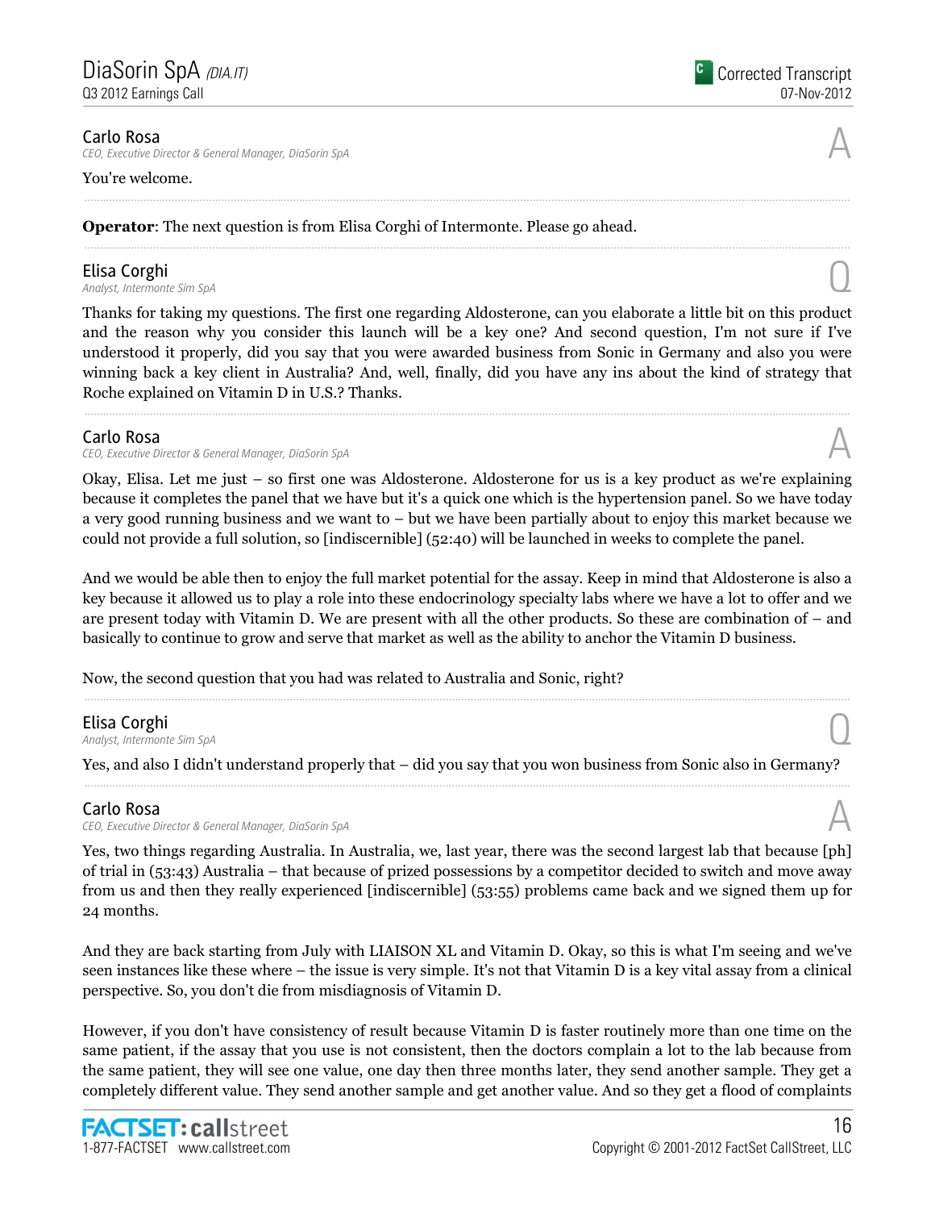**Carlo Rosa**
*CEO, Executive Director & General Manager, DiaSorin SpA*

A

You're welcome.

---

**Operator**: The next question is from Elisa Corghi of Intermonte. Please go ahead.

---

**Elisa Corghi**
*Analyst, Intermonte Sim SpA*

Q

Thanks for taking my questions. The first one regarding Aldosterone, can you elaborate a little bit on this product and the reason why you consider this launch will be a key one? And second question, I'm not sure if I've understood it properly, did you say that you were awarded business from Sonic in Germany and also you were winning back a key client in Australia? And, well, finally, did you have any ins about the kind of strategy that Roche explained on Vitamin D in U.S.? Thanks.

---

**Carlo Rosa**
*CEO, Executive Director & General Manager, DiaSorin SpA*

A

Okay, Elisa. Let me just – so first one was Aldosterone. Aldosterone for us is a key product as we're explaining because it completes the panel that we have but it's a quick one which is the hypertension panel. So we have today a very good running business and we want to – but we have been partially about to enjoy this market because we could not provide a full solution, so [indiscernible] (52:40) will be launched in weeks to complete the panel.

And we would be able then to enjoy the full market potential for the assay. Keep in mind that Aldosterone is also a key because it allowed us to play a role into these endocrinology specialty labs where we have a lot to offer and we are present today with Vitamin D. We are present with all the other products. So these are combination of – and basically to continue to grow and serve that market as well as the ability to anchor the Vitamin D business.

Now, the second question that you had was related to Australia and Sonic, right?

---

**Elisa Corghi**
*Analyst, Intermonte Sim SpA*

Q

Yes, and also I didn't understand properly that – did you say that you won business from Sonic also in Germany?

---

**Carlo Rosa**
*CEO, Executive Director & General Manager, DiaSorin SpA*

A

Yes, two things regarding Australia. In Australia, we, last year, there was the second largest lab that because [ph] of trial in (53:43) Australia – that because of prized possessions by a competitor decided to switch and move away from us and then they really experienced [indiscernible] (53:55) problems came back and we signed them up for 24 months.

And they are back starting from July with LIAISON XL and Vitamin D. Okay, so this is what I'm seeing and we've seen instances like these where – the issue is very simple. It's not that Vitamin D is a key vital assay from a clinical perspective. So, you don't die from misdiagnosis of Vitamin D.

However, if you don't have consistency of result because Vitamin D is faster routinely more than one time on the same patient, if the assay that you use is not consistent, then the doctors complain a lot to the lab because from the same patient, they will see one value, one day then three months later, they send another sample. They get a completely different value. They send another sample and get another value. And so they get a flood of complaints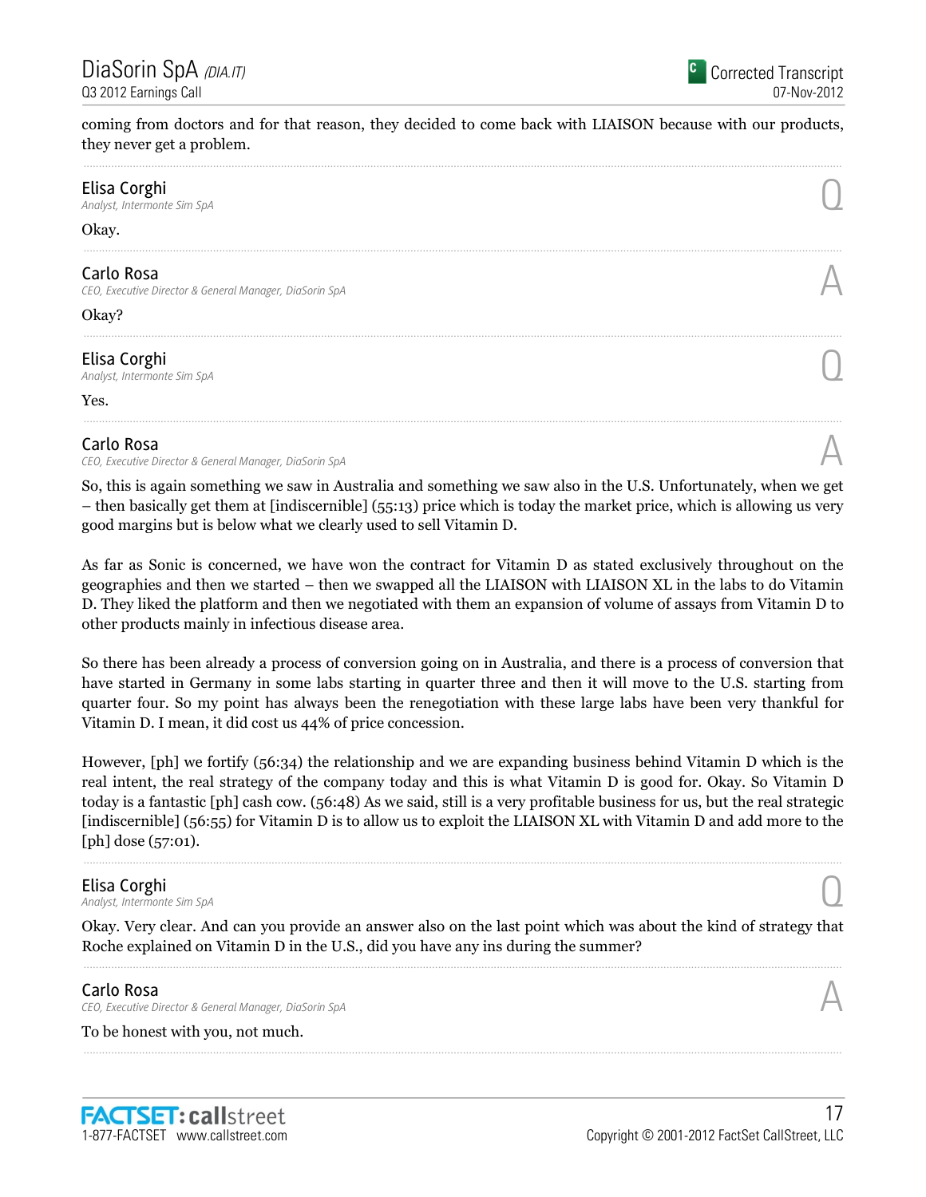coming from doctors and for that reason, they decided to come back with LIAISON because with our products, they never get a problem.

**Elisa Corghi**
*Analyst, Intermonte Sim SpA*

Q

Okay.

**Carlo Rosa**
*CEO, Executive Director & General Manager, DiaSorin SpA*

A

Okay?

**Elisa Corghi**
*Analyst, Intermonte Sim SpA*

Q

Yes.

**Carlo Rosa**
*CEO, Executive Director & General Manager, DiaSorin SpA*

A

So, this is again something we saw in Australia and something we saw also in the U.S. Unfortunately, when we get – then basically get them at [indiscernible] (55:13) price which is today the market price, which is allowing us very good margins but is below what we clearly used to sell Vitamin D.

As far as Sonic is concerned, we have won the contract for Vitamin D as stated exclusively throughout on the geographies and then we started – then we swapped all the LIAISON with LIAISON XL in the labs to do Vitamin D. They liked the platform and then we negotiated with them an expansion of volume of assays from Vitamin D to other products mainly in infectious disease area.

So there has been already a process of conversion going on in Australia, and there is a process of conversion that have started in Germany in some labs starting in quarter three and then it will move to the U.S. starting from quarter four. So my point has always been the renegotiation with these large labs have been very thankful for Vitamin D. I mean, it did cost us 44% of price concession.

However, [ph] we fortify (56:34) the relationship and we are expanding business behind Vitamin D which is the real intent, the real strategy of the company today and this is what Vitamin D is good for. Okay. So Vitamin D today is a fantastic [ph] cash cow. (56:48) As we said, still is a very profitable business for us, but the real strategic [indiscernible] (56:55) for Vitamin D is to allow us to exploit the LIAISON XL with Vitamin D and add more to the [ph] dose (57:01).

**Elisa Corghi**
*Analyst, Intermonte Sim SpA*

Q

Okay. Very clear. And can you provide an answer also on the last point which was about the kind of strategy that Roche explained on Vitamin D in the U.S., did you have any ins during the summer?

**Carlo Rosa**
*CEO, Executive Director & General Manager, DiaSorin SpA*

A

To be honest with you, not much.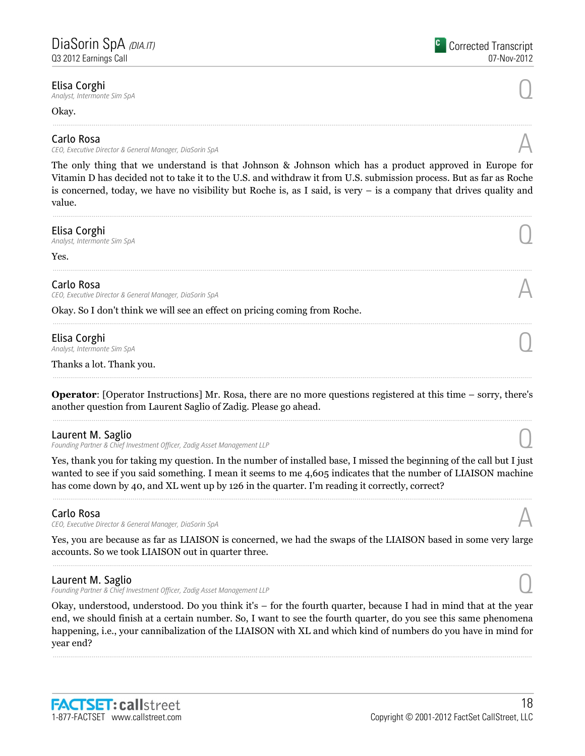**Elisa Corghi**
*Analyst, Intermonte Sim SpA* Q

Okay.

---

**Carlo Rosa**
*CEO, Executive Director & General Manager, DiaSorin SpA* A

The only thing that we understand is that Johnson & Johnson which has a product approved in Europe for Vitamin D has decided not to take it to the U.S. and withdraw it from U.S. submission process. But as far as Roche is concerned, today, we have no visibility but Roche is, as I said, is very – is a company that drives quality and value.

---

**Elisa Corghi**
*Analyst, Intermonte Sim SpA* Q

Yes.

---

**Carlo Rosa**
*CEO, Executive Director & General Manager, DiaSorin SpA* A

Okay. So I don't think we will see an effect on pricing coming from Roche.

---

**Elisa Corghi**
*Analyst, Intermonte Sim SpA* Q

Thanks a lot. Thank you.

---

**Operator**: [Operator Instructions] Mr. Rosa, there are no more questions registered at this time – sorry, there's another question from Laurent Saglio of Zadig. Please go ahead.

---

**Laurent M. Saglio**
*Founding Partner & Chief Investment Officer, Zadig Asset Management LLP* Q

Yes, thank you for taking my question. In the number of installed base, I missed the beginning of the call but I just wanted to see if you said something. I mean it seems to me 4,605 indicates that the number of LIAISON machine has come down by 40, and XL went up by 126 in the quarter. I'm reading it correctly, correct?

---

**Carlo Rosa**
*CEO, Executive Director & General Manager, DiaSorin SpA* A

Yes, you are because as far as LIAISON is concerned, we had the swaps of the LIAISON based in some very large accounts. So we took LIAISON out in quarter three.

---

**Laurent M. Saglio**
*Founding Partner & Chief Investment Officer, Zadig Asset Management LLP* Q

Okay, understood, understood. Do you think it's – for the fourth quarter, because I had in mind that at the year end, we should finish at a certain number. So, I want to see the fourth quarter, do you see this same phenomena happening, i.e., your cannibalization of the LIAISON with XL and which kind of numbers do you have in mind for year end?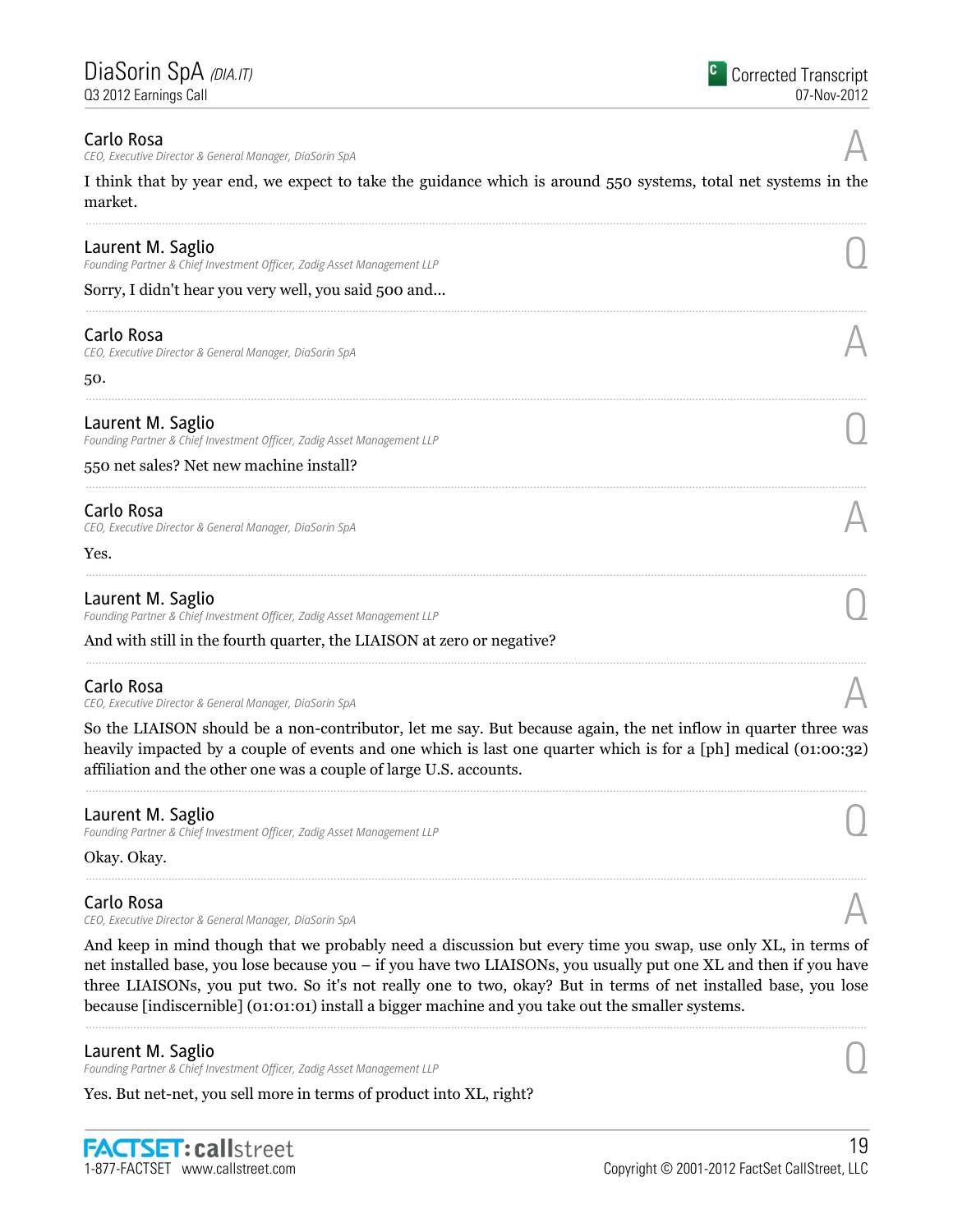**Carlo Rosa**
*CEO, Executive Director & General Manager, DiaSorin SpA*

A

I think that by year end, we expect to take the guidance which is around 550 systems, total net systems in the market.

---

**Laurent M. Saglio**
*Founding Partner & Chief Investment Officer, Zadig Asset Management LLP*

Q

Sorry, I didn't hear you very well, you said 500 and...

---

**Carlo Rosa**
*CEO, Executive Director & General Manager, DiaSorin SpA*

A

50.

---

**Laurent M. Saglio**
*Founding Partner & Chief Investment Officer, Zadig Asset Management LLP*

Q

550 net sales? Net new machine install?

---

**Carlo Rosa**
*CEO, Executive Director & General Manager, DiaSorin SpA*

A

Yes.

---

**Laurent M. Saglio**
*Founding Partner & Chief Investment Officer, Zadig Asset Management LLP*

Q

And with still in the fourth quarter, the LIAISON at zero or negative?

---

**Carlo Rosa**
*CEO, Executive Director & General Manager, DiaSorin SpA*

A

So the LIAISON should be a non-contributor, let me say. But because again, the net inflow in quarter three was heavily impacted by a couple of events and one which is last one quarter which is for a [ph] medical (01:00:32) affiliation and the other one was a couple of large U.S. accounts.

---

**Laurent M. Saglio**
*Founding Partner & Chief Investment Officer, Zadig Asset Management LLP*

Q

Okay. Okay.

---

**Carlo Rosa**
*CEO, Executive Director & General Manager, DiaSorin SpA*

A

And keep in mind though that we probably need a discussion but every time you swap, use only XL, in terms of net installed base, you lose because you – if you have two LIAISONs, you usually put one XL and then if you have three LIAISONs, you put two. So it's not really one to two, okay? But in terms of net installed base, you lose because [indiscernible] (01:01:01) install a bigger machine and you take out the smaller systems.

---

**Laurent M. Saglio**
*Founding Partner & Chief Investment Officer, Zadig Asset Management LLP*

Q

Yes. But net-net, you sell more in terms of product into XL, right?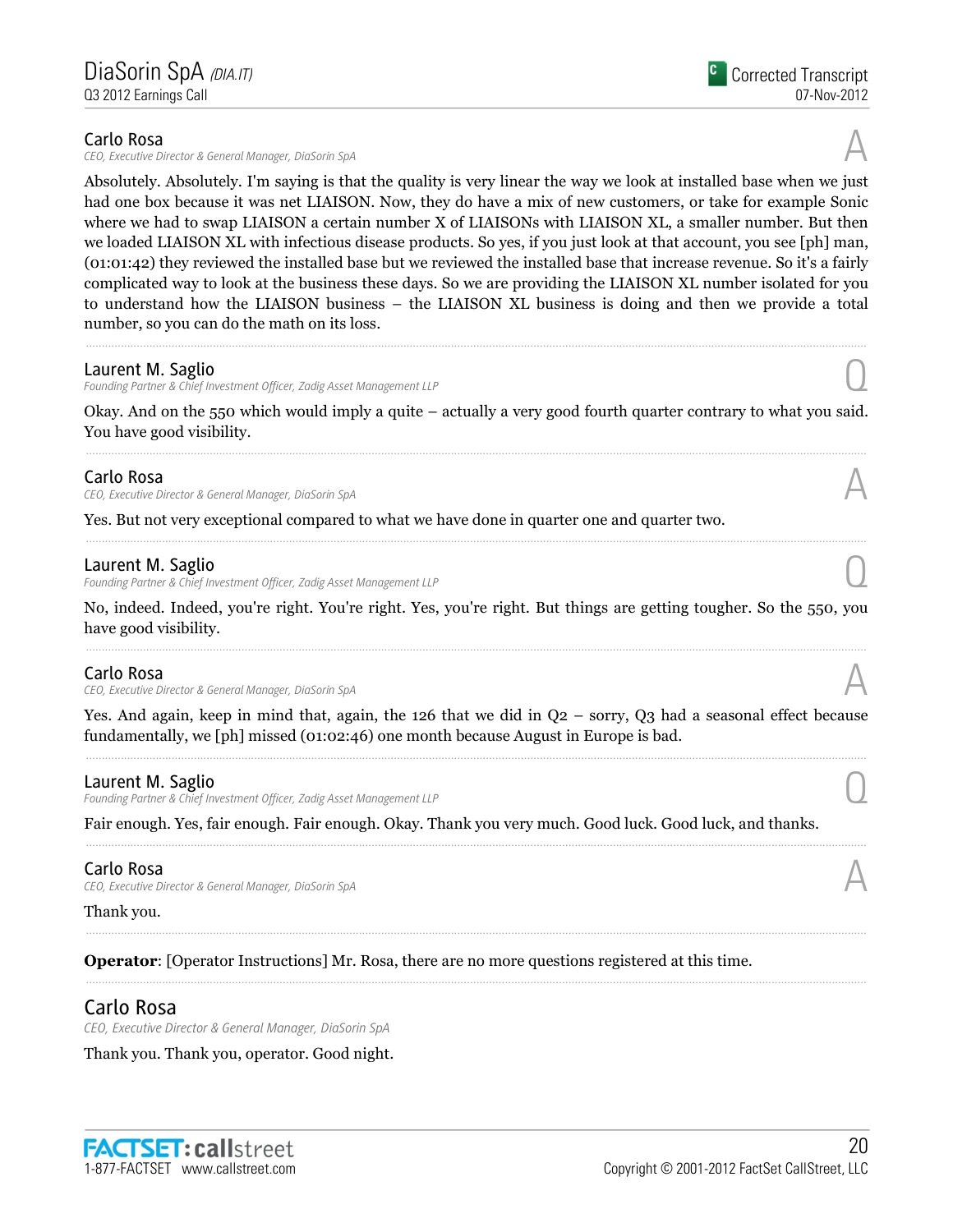**Carlo Rosa**
*CEO, Executive Director & General Manager, DiaSorin SpA*

A

Absolutely. Absolutely. I'm saying is that the quality is very linear the way we look at installed base when we just had one box because it was net LIAISON. Now, they do have a mix of new customers, or take for example Sonic where we had to swap LIAISON a certain number X of LIAISONs with LIAISON XL, a smaller number. But then we loaded LIAISON XL with infectious disease products. So yes, if you just look at that account, you see [ph] man, (01:01:42) they reviewed the installed base but we reviewed the installed base that increase revenue. So it's a fairly complicated way to look at the business these days. So we are providing the LIAISON XL number isolated for you to understand how the LIAISON business – the LIAISON XL business is doing and then we provide a total number, so you can do the math on its loss.

---

**Laurent M. Saglio**
*Founding Partner & Chief Investment Officer, Zadig Asset Management LLP*

Q

Okay. And on the 550 which would imply a quite – actually a very good fourth quarter contrary to what you said. You have good visibility.

---

**Carlo Rosa**
*CEO, Executive Director & General Manager, DiaSorin SpA*

A

Yes. But not very exceptional compared to what we have done in quarter one and quarter two.

---

**Laurent M. Saglio**
*Founding Partner & Chief Investment Officer, Zadig Asset Management LLP*

Q

No, indeed. Indeed, you're right. You're right. Yes, you're right. But things are getting tougher. So the 550, you have good visibility.

---

**Carlo Rosa**
*CEO, Executive Director & General Manager, DiaSorin SpA*

A

Yes. And again, keep in mind that, again, the 126 that we did in Q2 – sorry, Q3 had a seasonal effect because fundamentally, we [ph] missed (01:02:46) one month because August in Europe is bad.

---

**Laurent M. Saglio**
*Founding Partner & Chief Investment Officer, Zadig Asset Management LLP*

Q

Fair enough. Yes, fair enough. Fair enough. Okay. Thank you very much. Good luck. Good luck, and thanks.

---

**Carlo Rosa**
*CEO, Executive Director & General Manager, DiaSorin SpA*

A

Thank you.

---

**Operator**: [Operator Instructions] Mr. Rosa, there are no more questions registered at this time.

---

## Carlo Rosa
*CEO, Executive Director & General Manager, DiaSorin SpA*

Thank you. Thank you, operator. Good night.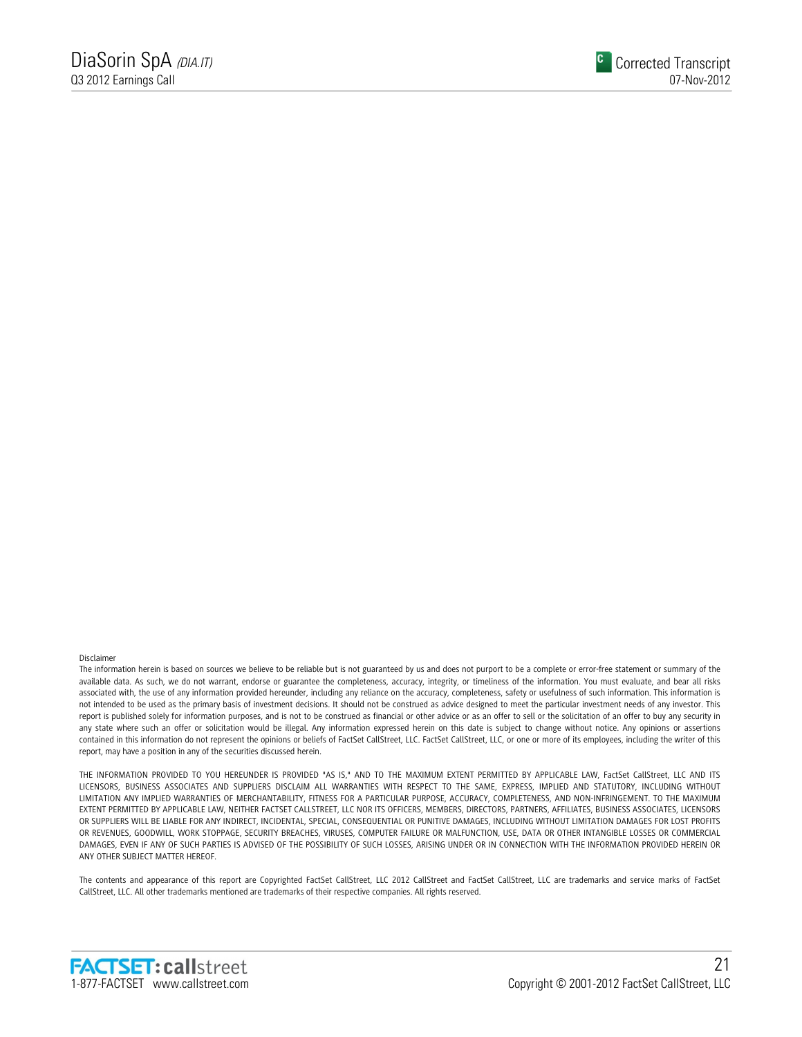Disclaimer

The information herein is based on sources we believe to be reliable but is not guaranteed by us and does not purport to be a complete or error-free statement or summary of the available data. As such, we do not warrant, endorse or guarantee the completeness, accuracy, integrity, or timeliness of the information. You must evaluate, and bear all risks associated with, the use of any information provided hereunder, including any reliance on the accuracy, completeness, safety or usefulness of such information. This information is not intended to be used as the primary basis of investment decisions. It should not be construed as advice designed to meet the particular investment needs of any investor. This report is published solely for information purposes, and is not to be construed as financial or other advice or as an offer to sell or the solicitation of an offer to buy any security in any state where such an offer or solicitation would be illegal. Any information expressed herein on this date is subject to change without notice. Any opinions or assertions contained in this information do not represent the opinions or beliefs of FactSet CallStreet, LLC. FactSet CallStreet, LLC, or one or more of its employees, including the writer of this report, may have a position in any of the securities discussed herein.

THE INFORMATION PROVIDED TO YOU HEREUNDER IS PROVIDED "AS IS," AND TO THE MAXIMUM EXTENT PERMITTED BY APPLICABLE LAW, FactSet CallStreet, LLC AND ITS LICENSORS, BUSINESS ASSOCIATES AND SUPPLIERS DISCLAIM ALL WARRANTIES WITH RESPECT TO THE SAME, EXPRESS, IMPLIED AND STATUTORY, INCLUDING WITHOUT LIMITATION ANY IMPLIED WARRANTIES OF MERCHANTABILITY, FITNESS FOR A PARTICULAR PURPOSE, ACCURACY, COMPLETENESS, AND NON-INFRINGEMENT. TO THE MAXIMUM EXTENT PERMITTED BY APPLICABLE LAW, NEITHER FACTSET CALLSTREET, LLC NOR ITS OFFICERS, MEMBERS, DIRECTORS, PARTNERS, AFFILIATES, BUSINESS ASSOCIATES, LICENSORS OR SUPPLIERS WILL BE LIABLE FOR ANY INDIRECT, INCIDENTAL, SPECIAL, CONSEQUENTIAL OR PUNITIVE DAMAGES, INCLUDING WITHOUT LIMITATION DAMAGES FOR LOST PROFITS OR REVENUES, GOODWILL, WORK STOPPAGE, SECURITY BREACHES, VIRUSES, COMPUTER FAILURE OR MALFUNCTION, USE, DATA OR OTHER INTANGIBLE LOSSES OR COMMERCIAL DAMAGES, EVEN IF ANY OF SUCH PARTIES IS ADVISED OF THE POSSIBILITY OF SUCH LOSSES, ARISING UNDER OR IN CONNECTION WITH THE INFORMATION PROVIDED HEREIN OR ANY OTHER SUBJECT MATTER HEREOF.

The contents and appearance of this report are Copyrighted FactSet CallStreet, LLC 2012 CallStreet and FactSet CallStreet, LLC are trademarks and service marks of FactSet CallStreet, LLC. All other trademarks mentioned are trademarks of their respective companies. All rights reserved.